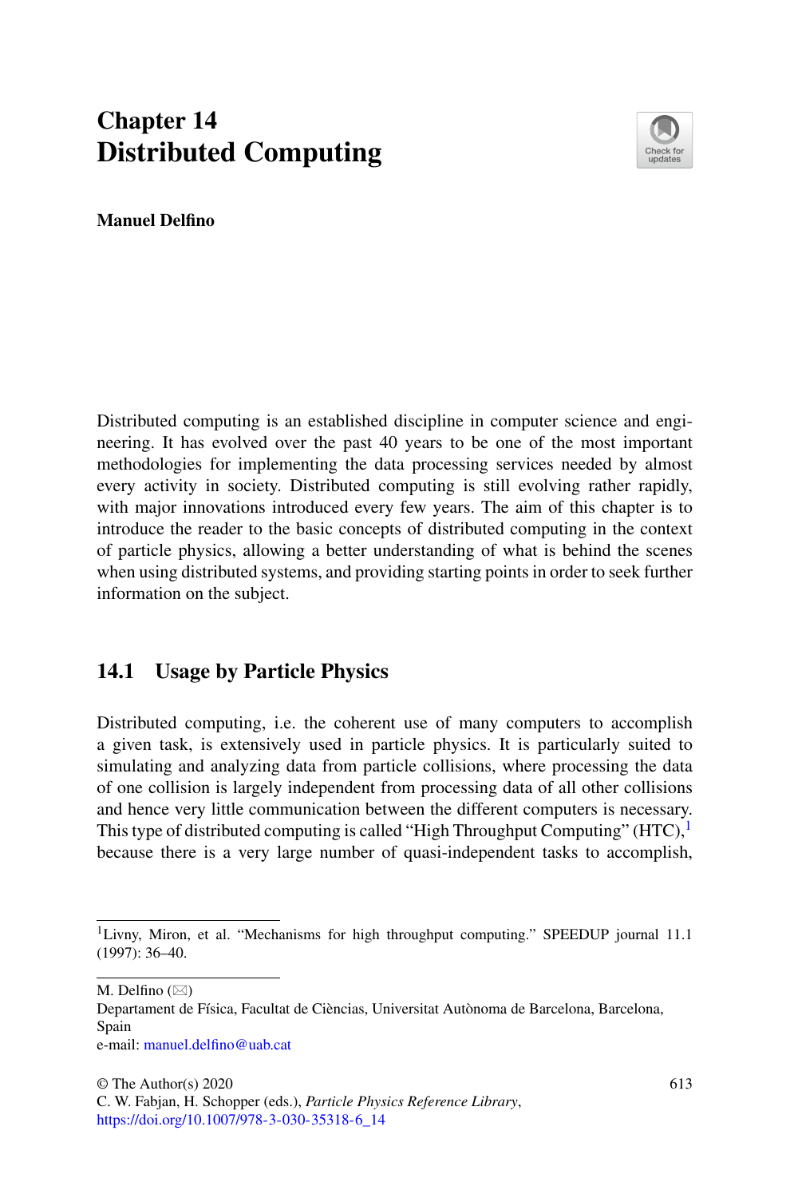# Chapter 14
# Distributed Computing

**Manuel Delfino**

Distributed computing is an established discipline in computer science and engineering. It has evolved over the past 40 years to be one of the most important methodologies for implementing the data processing services needed by almost every activity in society. Distributed computing is still evolving rather rapidly, with major innovations introduced every few years. The aim of this chapter is to introduce the reader to the basic concepts of distributed computing in the context of particle physics, allowing a better understanding of what is behind the scenes when using distributed systems, and providing starting points in order to seek further information on the subject.

## 14.1 Usage by Particle Physics

Distributed computing, i.e. the coherent use of many computers to accomplish a given task, is extensively used in particle physics. It is particularly suited to simulating and analyzing data from particle collisions, where processing the data of one collision is largely independent from processing data of all other collisions and hence very little communication between the different computers is necessary. This type of distributed computing is called "High Throughput Computing" (HTC),[1] because there is a very large number of quasi-independent tasks to accomplish,

[1] Livny, Miron, et al. "Mechanisms for high throughput computing." SPEEDUP journal 11.1 (1997): 36–40.

M. Delfino (✉)
Departament de Física, Facultat de Ciències, Universitat Autònoma de Barcelona, Barcelona, Spain
e-mail: manuel.delfino@uab.cat

© The Author(s) 2020
C. W. Fabjan, H. Schopper (eds.), *Particle Physics Reference Library*,
https://doi.org/10.1007/978-3-030-35318-6_14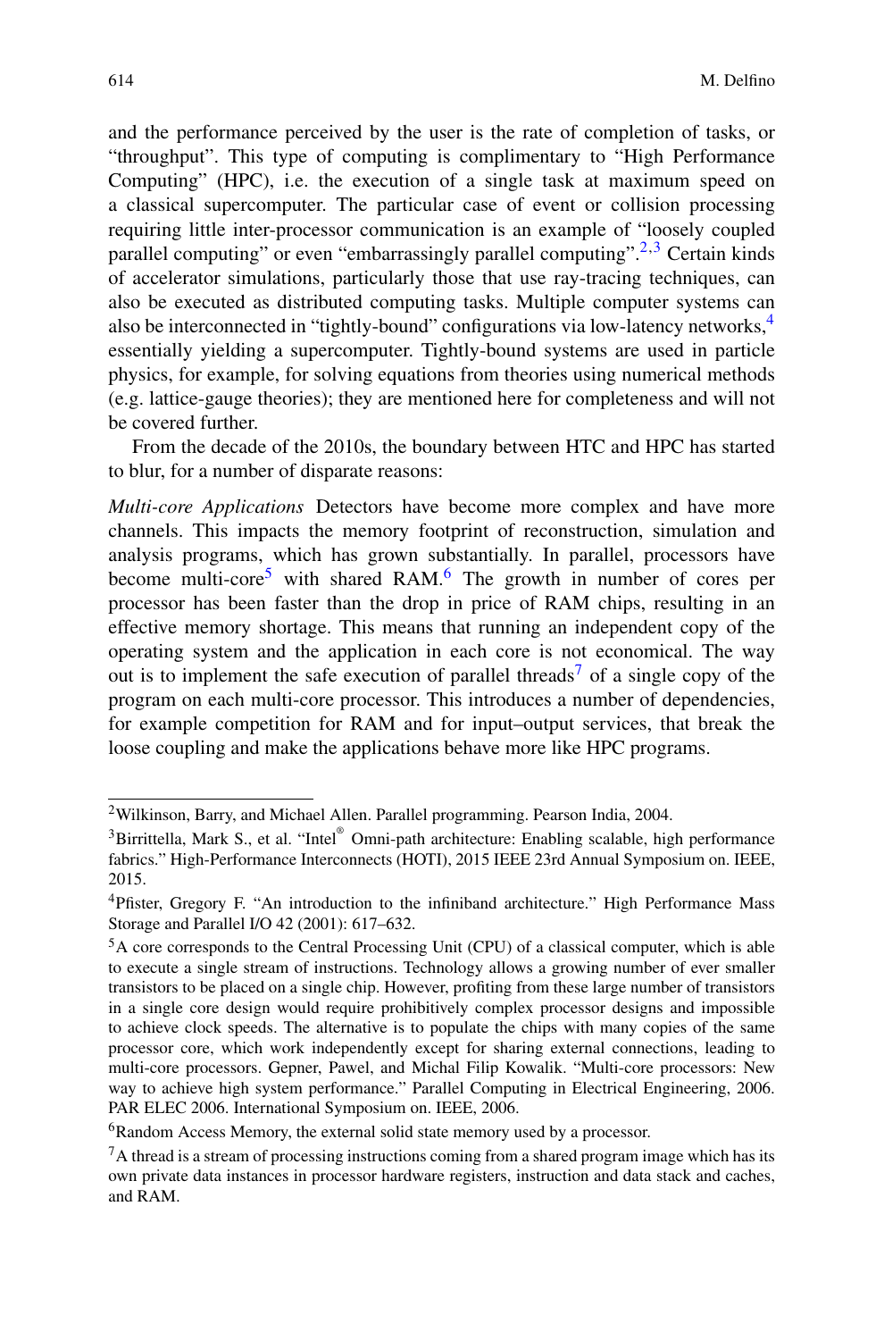and the performance perceived by the user is the rate of completion of tasks, or "throughput". This type of computing is complimentary to "High Performance Computing" (HPC), i.e. the execution of a single task at maximum speed on a classical supercomputer. The particular case of event or collision processing requiring little inter-processor communication is an example of "loosely coupled parallel computing" or even "embarrassingly parallel computing".[2,3] Certain kinds of accelerator simulations, particularly those that use ray-tracing techniques, can also be executed as distributed computing tasks. Multiple computer systems can also be interconnected in "tightly-bound" configurations via low-latency networks,[4] essentially yielding a supercomputer. Tightly-bound systems are used in particle physics, for example, for solving equations from theories using numerical methods (e.g. lattice-gauge theories); they are mentioned here for completeness and will not be covered further.

From the decade of the 2010s, the boundary between HTC and HPC has started to blur, for a number of disparate reasons:

*Multi-core Applications* Detectors have become more complex and have more channels. This impacts the memory footprint of reconstruction, simulation and analysis programs, which has grown substantially. In parallel, processors have become multi-core[5] with shared RAM.[6] The growth in number of cores per processor has been faster than the drop in price of RAM chips, resulting in an effective memory shortage. This means that running an independent copy of the operating system and the application in each core is not economical. The way out is to implement the safe execution of parallel threads[7] of a single copy of the program on each multi-core processor. This introduces a number of dependencies, for example competition for RAM and for input–output services, that break the loose coupling and make the applications behave more like HPC programs.

---

[2] Wilkinson, Barry, and Michael Allen. Parallel programming. Pearson India, 2004.

[3] Birrittella, Mark S., et al. "Intel® Omni-path architecture: Enabling scalable, high performance fabrics." High-Performance Interconnects (HOTI), 2015 IEEE 23rd Annual Symposium on. IEEE, 2015.

[4] Pfister, Gregory F. "An introduction to the infiniband architecture." High Performance Mass Storage and Parallel I/O 42 (2001): 617–632.

[5] A core corresponds to the Central Processing Unit (CPU) of a classical computer, which is able to execute a single stream of instructions. Technology allows a growing number of ever smaller transistors to be placed on a single chip. However, profiting from these large number of transistors in a single core design would require prohibitively complex processor designs and impossible to achieve clock speeds. The alternative is to populate the chips with many copies of the same processor core, which work independently except for sharing external connections, leading to multi-core processors. Gepner, Pawel, and Michal Filip Kowalik. "Multi-core processors: New way to achieve high system performance." Parallel Computing in Electrical Engineering, 2006. PAR ELEC 2006. International Symposium on. IEEE, 2006.

[6] Random Access Memory, the external solid state memory used by a processor.

[7] A thread is a stream of processing instructions coming from a shared program image which has its own private data instances in processor hardware registers, instruction and data stack and caches, and RAM.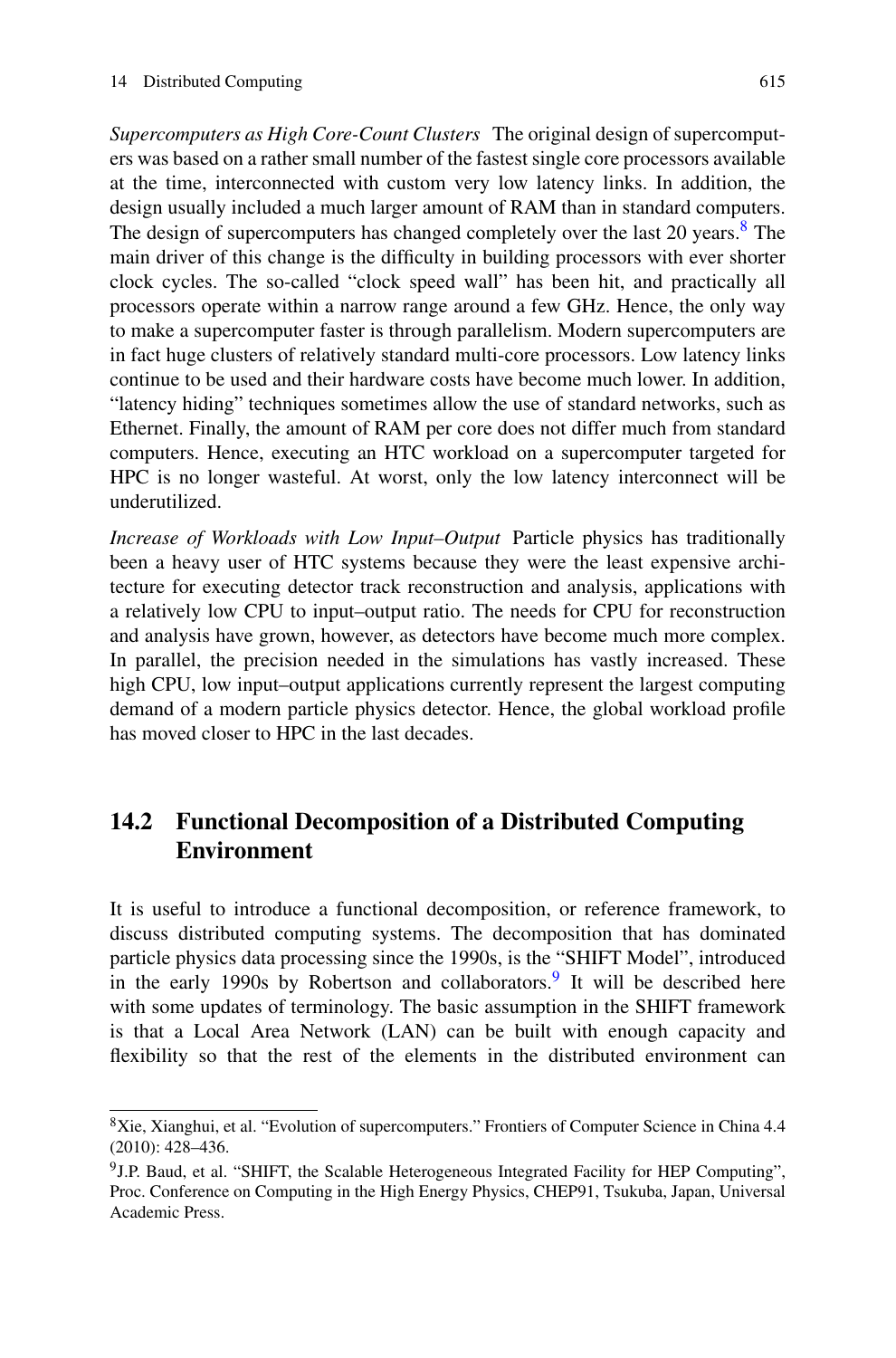*Supercomputers as High Core-Count Clusters* The original design of supercomputers was based on a rather small number of the fastest single core processors available at the time, interconnected with custom very low latency links. In addition, the design usually included a much larger amount of RAM than in standard computers. The design of supercomputers has changed completely over the last 20 years.[8] The main driver of this change is the difficulty in building processors with ever shorter clock cycles. The so-called "clock speed wall" has been hit, and practically all processors operate within a narrow range around a few GHz. Hence, the only way to make a supercomputer faster is through parallelism. Modern supercomputers are in fact huge clusters of relatively standard multi-core processors. Low latency links continue to be used and their hardware costs have become much lower. In addition, "latency hiding" techniques sometimes allow the use of standard networks, such as Ethernet. Finally, the amount of RAM per core does not differ much from standard computers. Hence, executing an HTC workload on a supercomputer targeted for HPC is no longer wasteful. At worst, only the low latency interconnect will be underutilized.

*Increase of Workloads with Low Input–Output* Particle physics has traditionally been a heavy user of HTC systems because they were the least expensive architecture for executing detector track reconstruction and analysis, applications with a relatively low CPU to input–output ratio. The needs for CPU for reconstruction and analysis have grown, however, as detectors have become much more complex. In parallel, the precision needed in the simulations has vastly increased. These high CPU, low input–output applications currently represent the largest computing demand of a modern particle physics detector. Hence, the global workload profile has moved closer to HPC in the last decades.

## 14.2 Functional Decomposition of a Distributed Computing Environment

It is useful to introduce a functional decomposition, or reference framework, to discuss distributed computing systems. The decomposition that has dominated particle physics data processing since the 1990s, is the "SHIFT Model", introduced in the early 1990s by Robertson and collaborators.[9] It will be described here with some updates of terminology. The basic assumption in the SHIFT framework is that a Local Area Network (LAN) can be built with enough capacity and flexibility so that the rest of the elements in the distributed environment can

---

[8] Xie, Xianghui, et al. "Evolution of supercomputers." Frontiers of Computer Science in China 4.4 (2010): 428–436.

[9] J.P. Baud, et al. "SHIFT, the Scalable Heterogeneous Integrated Facility for HEP Computing", Proc. Conference on Computing in the High Energy Physics, CHEP91, Tsukuba, Japan, Universal Academic Press.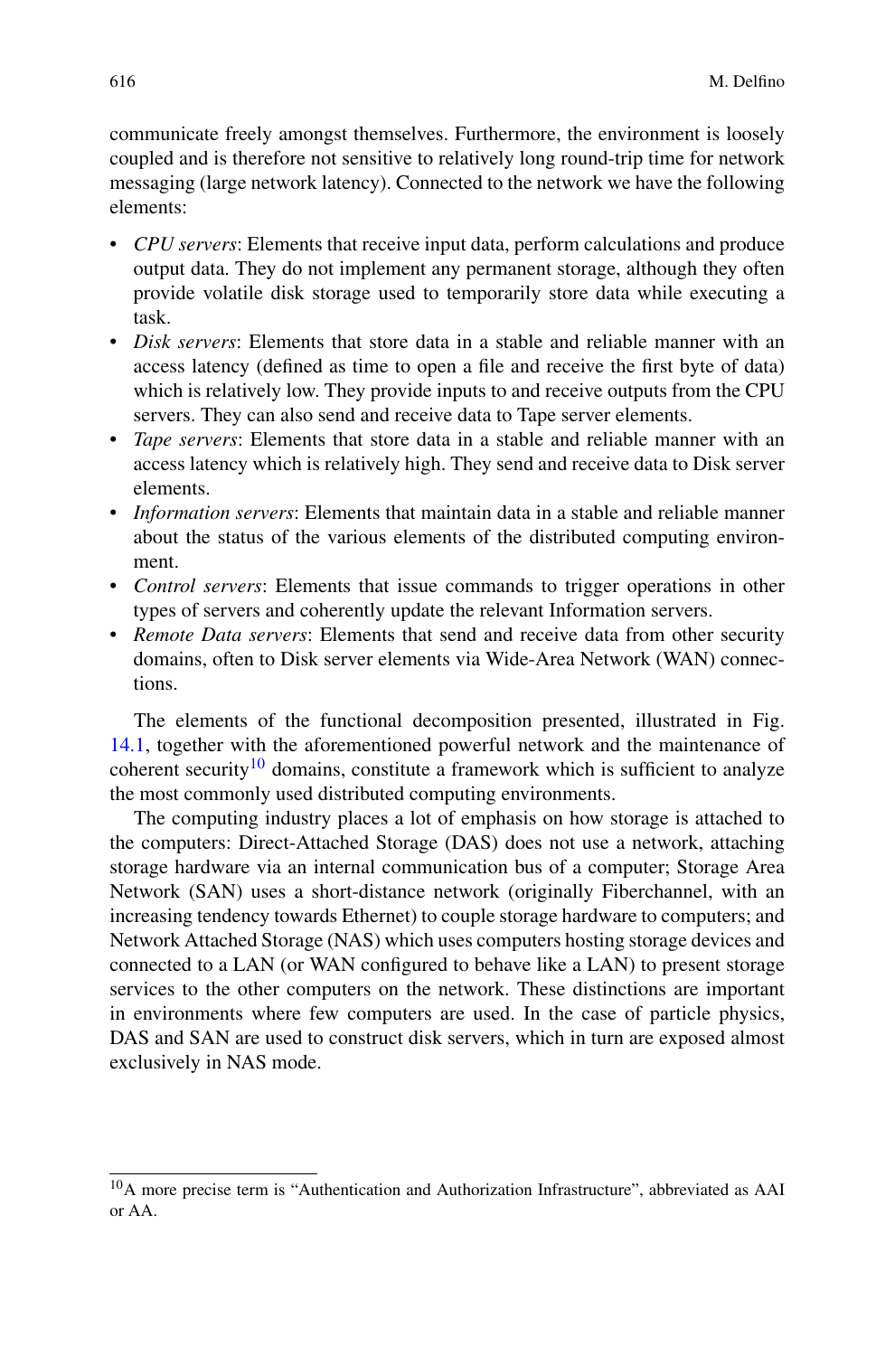communicate freely amongst themselves. Furthermore, the environment is loosely coupled and is therefore not sensitive to relatively long round-trip time for network messaging (large network latency). Connected to the network we have the following elements:

- *CPU servers*: Elements that receive input data, perform calculations and produce output data. They do not implement any permanent storage, although they often provide volatile disk storage used to temporarily store data while executing a task.
- *Disk servers*: Elements that store data in a stable and reliable manner with an access latency (defined as time to open a file and receive the first byte of data) which is relatively low. They provide inputs to and receive outputs from the CPU servers. They can also send and receive data to Tape server elements.
- *Tape servers*: Elements that store data in a stable and reliable manner with an access latency which is relatively high. They send and receive data to Disk server elements.
- *Information servers*: Elements that maintain data in a stable and reliable manner about the status of the various elements of the distributed computing environment.
- *Control servers*: Elements that issue commands to trigger operations in other types of servers and coherently update the relevant Information servers.
- *Remote Data servers*: Elements that send and receive data from other security domains, often to Disk server elements via Wide-Area Network (WAN) connections.

The elements of the functional decomposition presented, illustrated in Fig. 14.1, together with the aforementioned powerful network and the maintenance of coherent security[10] domains, constitute a framework which is sufficient to analyze the most commonly used distributed computing environments.

The computing industry places a lot of emphasis on how storage is attached to the computers: Direct-Attached Storage (DAS) does not use a network, attaching storage hardware via an internal communication bus of a computer; Storage Area Network (SAN) uses a short-distance network (originally Fiberchannel, with an increasing tendency towards Ethernet) to couple storage hardware to computers; and Network Attached Storage (NAS) which uses computers hosting storage devices and connected to a LAN (or WAN configured to behave like a LAN) to present storage services to the other computers on the network. These distinctions are important in environments where few computers are used. In the case of particle physics, DAS and SAN are used to construct disk servers, which in turn are exposed almost exclusively in NAS mode.

---

[10] A more precise term is "Authentication and Authorization Infrastructure", abbreviated as AAI or AA.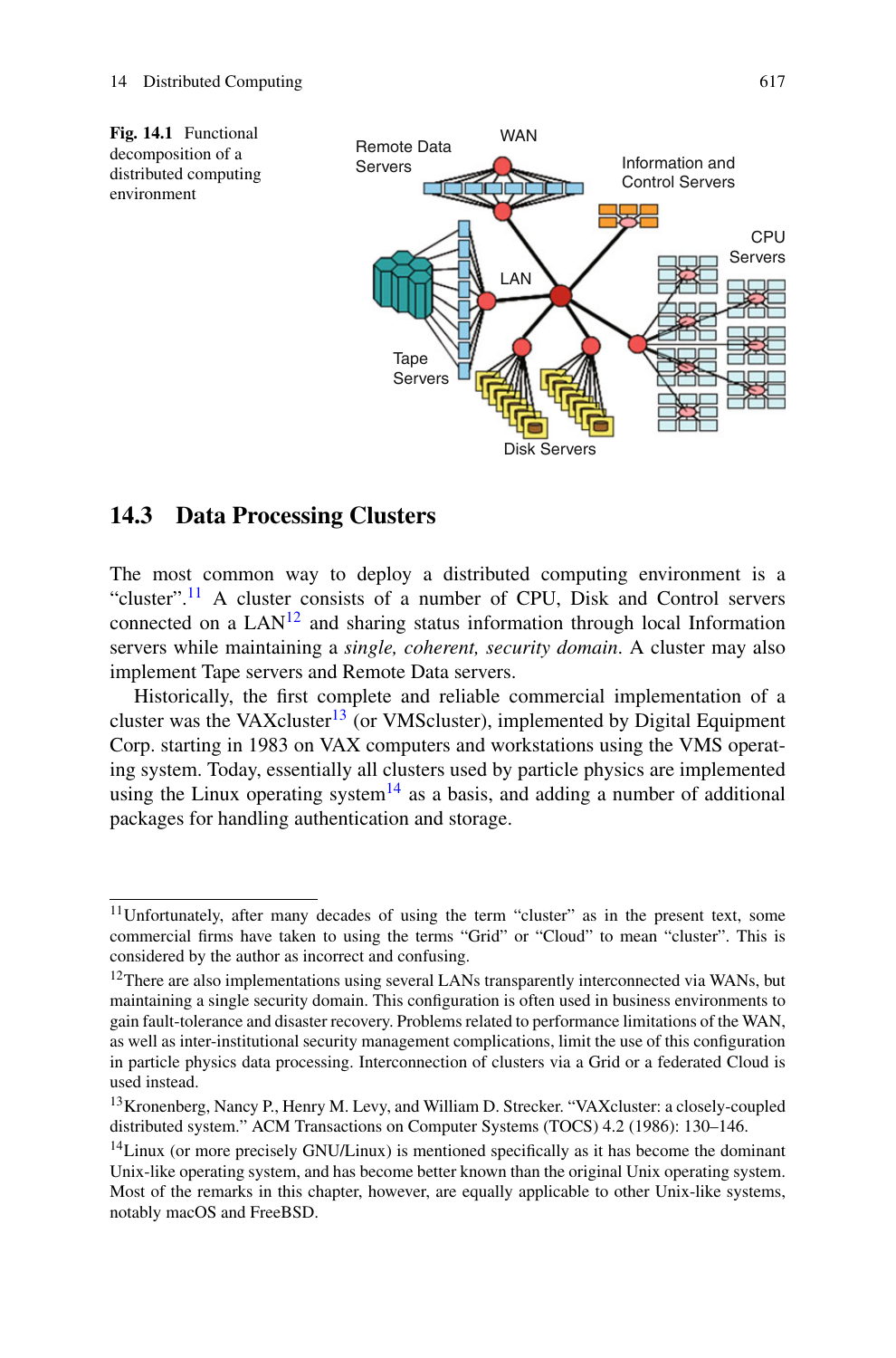**Fig. 14.1** Functional decomposition of a distributed computing environment

## 14.3 Data Processing Clusters

The most common way to deploy a distributed computing environment is a "cluster".[11] A cluster consists of a number of CPU, Disk and Control servers connected on a LAN[12] and sharing status information through local Information servers while maintaining a *single, coherent, security domain*. A cluster may also implement Tape servers and Remote Data servers.

Historically, the first complete and reliable commercial implementation of a cluster was the VAXcluster[13] (or VMScluster), implemented by Digital Equipment Corp. starting in 1983 on VAX computers and workstations using the VMS operating system. Today, essentially all clusters used by particle physics are implemented using the Linux operating system[14] as a basis, and adding a number of additional packages for handling authentication and storage.

---

[11] Unfortunately, after many decades of using the term "cluster" as in the present text, some commercial firms have taken to using the terms "Grid" or "Cloud" to mean "cluster". This is considered by the author as incorrect and confusing.

[12] There are also implementations using several LANs transparently interconnected via WANs, but maintaining a single security domain. This configuration is often used in business environments to gain fault-tolerance and disaster recovery. Problems related to performance limitations of the WAN, as well as inter-institutional security management complications, limit the use of this configuration in particle physics data processing. Interconnection of clusters via a Grid or a federated Cloud is used instead.

[13] Kronenberg, Nancy P., Henry M. Levy, and William D. Strecker. "VAXcluster: a closely-coupled distributed system." ACM Transactions on Computer Systems (TOCS) 4.2 (1986): 130–146.

[14] Linux (or more precisely GNU/Linux) is mentioned specifically as it has become the dominant Unix-like operating system, and has become better known than the original Unix operating system. Most of the remarks in this chapter, however, are equally applicable to other Unix-like systems, notably macOS and FreeBSD.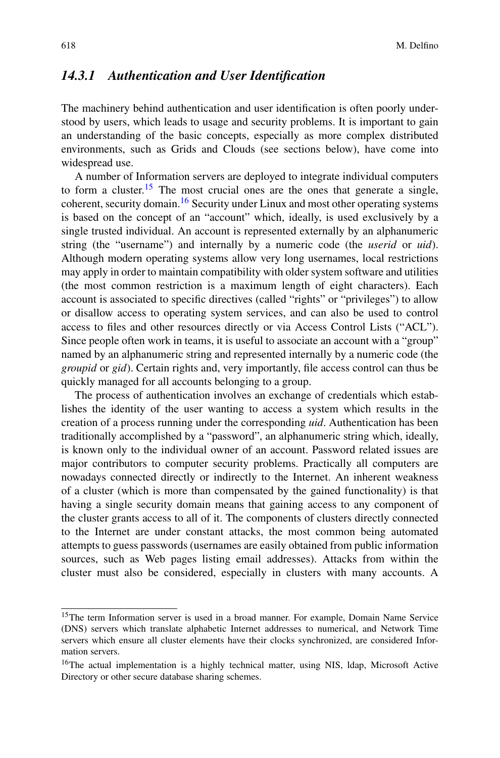### 14.3.1 Authentication and User Identification

The machinery behind authentication and user identification is often poorly understood by users, which leads to usage and security problems. It is important to gain an understanding of the basic concepts, especially as more complex distributed environments, such as Grids and Clouds (see sections below), have come into widespread use.

A number of Information servers are deployed to integrate individual computers to form a cluster.[15] The most crucial ones are the ones that generate a single, coherent, security domain.[16] Security under Linux and most other operating systems is based on the concept of an "account" which, ideally, is used exclusively by a single trusted individual. An account is represented externally by an alphanumeric string (the "username") and internally by a numeric code (the *userid* or *uid*). Although modern operating systems allow very long usernames, local restrictions may apply in order to maintain compatibility with older system software and utilities (the most common restriction is a maximum length of eight characters). Each account is associated to specific directives (called "rights" or "privileges") to allow or disallow access to operating system services, and can also be used to control access to files and other resources directly or via Access Control Lists ("ACL"). Since people often work in teams, it is useful to associate an account with a "group" named by an alphanumeric string and represented internally by a numeric code (the *groupid* or *gid*). Certain rights and, very importantly, file access control can thus be quickly managed for all accounts belonging to a group.

The process of authentication involves an exchange of credentials which establishes the identity of the user wanting to access a system which results in the creation of a process running under the corresponding *uid*. Authentication has been traditionally accomplished by a "password", an alphanumeric string which, ideally, is known only to the individual owner of an account. Password related issues are major contributors to computer security problems. Practically all computers are nowadays connected directly or indirectly to the Internet. An inherent weakness of a cluster (which is more than compensated by the gained functionality) is that having a single security domain means that gaining access to any component of the cluster grants access to all of it. The components of clusters directly connected to the Internet are under constant attacks, the most common being automated attempts to guess passwords (usernames are easily obtained from public information sources, such as Web pages listing email addresses). Attacks from within the cluster must also be considered, especially in clusters with many accounts. A

[15]The term Information server is used in a broad manner. For example, Domain Name Service (DNS) servers which translate alphabetic Internet addresses to numerical, and Network Time servers which ensure all cluster elements have their clocks synchronized, are considered Information servers.

[16]The actual implementation is a highly technical matter, using NIS, ldap, Microsoft Active Directory or other secure database sharing schemes.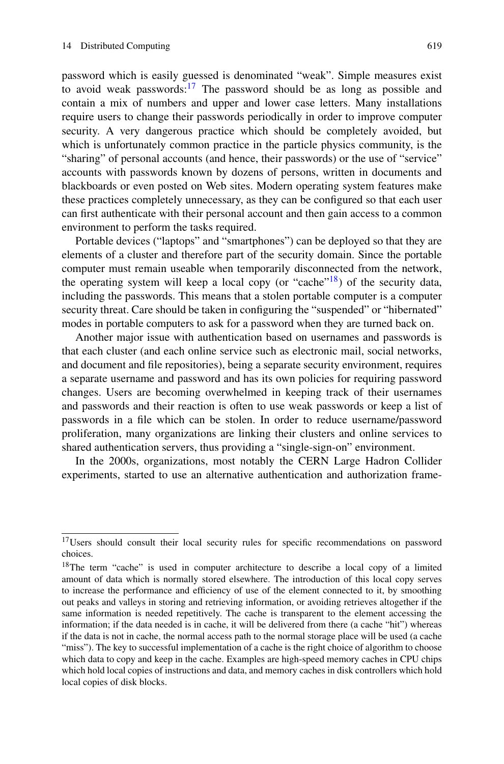password which is easily guessed is denominated "weak". Simple measures exist to avoid weak passwords:[17] The password should be as long as possible and contain a mix of numbers and upper and lower case letters. Many installations require users to change their passwords periodically in order to improve computer security. A very dangerous practice which should be completely avoided, but which is unfortunately common practice in the particle physics community, is the "sharing" of personal accounts (and hence, their passwords) or the use of "service" accounts with passwords known by dozens of persons, written in documents and blackboards or even posted on Web sites. Modern operating system features make these practices completely unnecessary, as they can be configured so that each user can first authenticate with their personal account and then gain access to a common environment to perform the tasks required.

Portable devices ("laptops" and "smartphones") can be deployed so that they are elements of a cluster and therefore part of the security domain. Since the portable computer must remain useable when temporarily disconnected from the network, the operating system will keep a local copy (or "cache"[18]) of the security data, including the passwords. This means that a stolen portable computer is a computer security threat. Care should be taken in configuring the "suspended" or "hibernated" modes in portable computers to ask for a password when they are turned back on.

Another major issue with authentication based on usernames and passwords is that each cluster (and each online service such as electronic mail, social networks, and document and file repositories), being a separate security environment, requires a separate username and password and has its own policies for requiring password changes. Users are becoming overwhelmed in keeping track of their usernames and passwords and their reaction is often to use weak passwords or keep a list of passwords in a file which can be stolen. In order to reduce username/password proliferation, many organizations are linking their clusters and online services to shared authentication servers, thus providing a "single-sign-on" environment.

In the 2000s, organizations, most notably the CERN Large Hadron Collider experiments, started to use an alternative authentication and authorization frame-

---

[17] Users should consult their local security rules for specific recommendations on password choices.

[18] The term "cache" is used in computer architecture to describe a local copy of a limited amount of data which is normally stored elsewhere. The introduction of this local copy serves to increase the performance and efficiency of use of the element connected to it, by smoothing out peaks and valleys in storing and retrieving information, or avoiding retrieves altogether if the same information is needed repetitively. The cache is transparent to the element accessing the information; if the data needed is in cache, it will be delivered from there (a cache "hit") whereas if the data is not in cache, the normal access path to the normal storage place will be used (a cache "miss"). The key to successful implementation of a cache is the right choice of algorithm to choose which data to copy and keep in the cache. Examples are high-speed memory caches in CPU chips which hold local copies of instructions and data, and memory caches in disk controllers which hold local copies of disk blocks.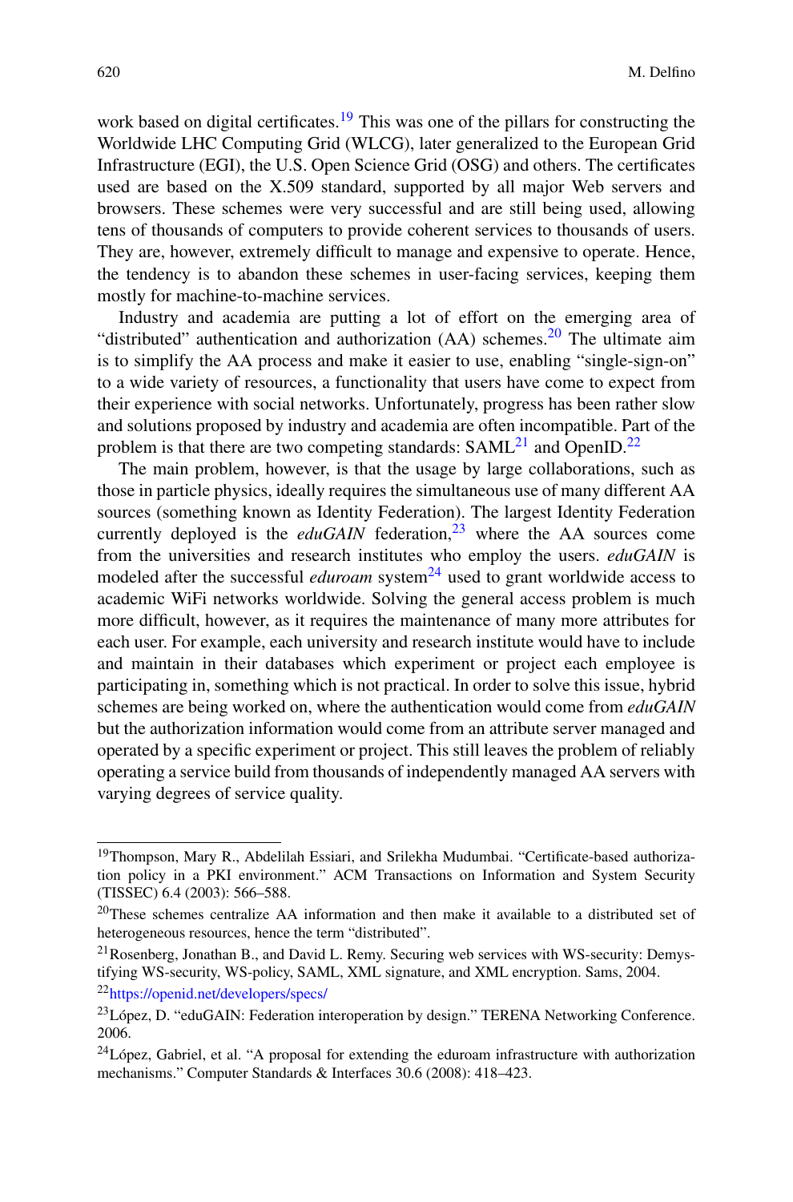work based on digital certificates.[19] This was one of the pillars for constructing the Worldwide LHC Computing Grid (WLCG), later generalized to the European Grid Infrastructure (EGI), the U.S. Open Science Grid (OSG) and others. The certificates used are based on the X.509 standard, supported by all major Web servers and browsers. These schemes were very successful and are still being used, allowing tens of thousands of computers to provide coherent services to thousands of users. They are, however, extremely difficult to manage and expensive to operate. Hence, the tendency is to abandon these schemes in user-facing services, keeping them mostly for machine-to-machine services.

Industry and academia are putting a lot of effort on the emerging area of "distributed" authentication and authorization (AA) schemes.[20] The ultimate aim is to simplify the AA process and make it easier to use, enabling "single-sign-on" to a wide variety of resources, a functionality that users have come to expect from their experience with social networks. Unfortunately, progress has been rather slow and solutions proposed by industry and academia are often incompatible. Part of the problem is that there are two competing standards: SAML[21] and OpenID.[22]

The main problem, however, is that the usage by large collaborations, such as those in particle physics, ideally requires the simultaneous use of many different AA sources (something known as Identity Federation). The largest Identity Federation currently deployed is the *eduGAIN* federation,[23] where the AA sources come from the universities and research institutes who employ the users. *eduGAIN* is modeled after the successful *eduroam* system[24] used to grant worldwide access to academic WiFi networks worldwide. Solving the general access problem is much more difficult, however, as it requires the maintenance of many more attributes for each user. For example, each university and research institute would have to include and maintain in their databases which experiment or project each employee is participating in, something which is not practical. In order to solve this issue, hybrid schemes are being worked on, where the authentication would come from *eduGAIN* but the authorization information would come from an attribute server managed and operated by a specific experiment or project. This still leaves the problem of reliably operating a service build from thousands of independently managed AA servers with varying degrees of service quality.

---

[19] Thompson, Mary R., Abdelilah Essiari, and Srilekha Mudumbai. "Certificate-based authorization policy in a PKI environment." ACM Transactions on Information and System Security (TISSEC) 6.4 (2003): 566–588.

[20] These schemes centralize AA information and then make it available to a distributed set of heterogeneous resources, hence the term "distributed".

[21] Rosenberg, Jonathan B., and David L. Remy. Securing web services with WS-security: Demystifying WS-security, WS-policy, SAML, XML signature, and XML encryption. Sams, 2004.

[22] https://openid.net/developers/specs/

[23] López, D. "eduGAIN: Federation interoperation by design." TERENA Networking Conference. 2006.

[24] López, Gabriel, et al. "A proposal for extending the eduroam infrastructure with authorization mechanisms." Computer Standards & Interfaces 30.6 (2008): 418–423.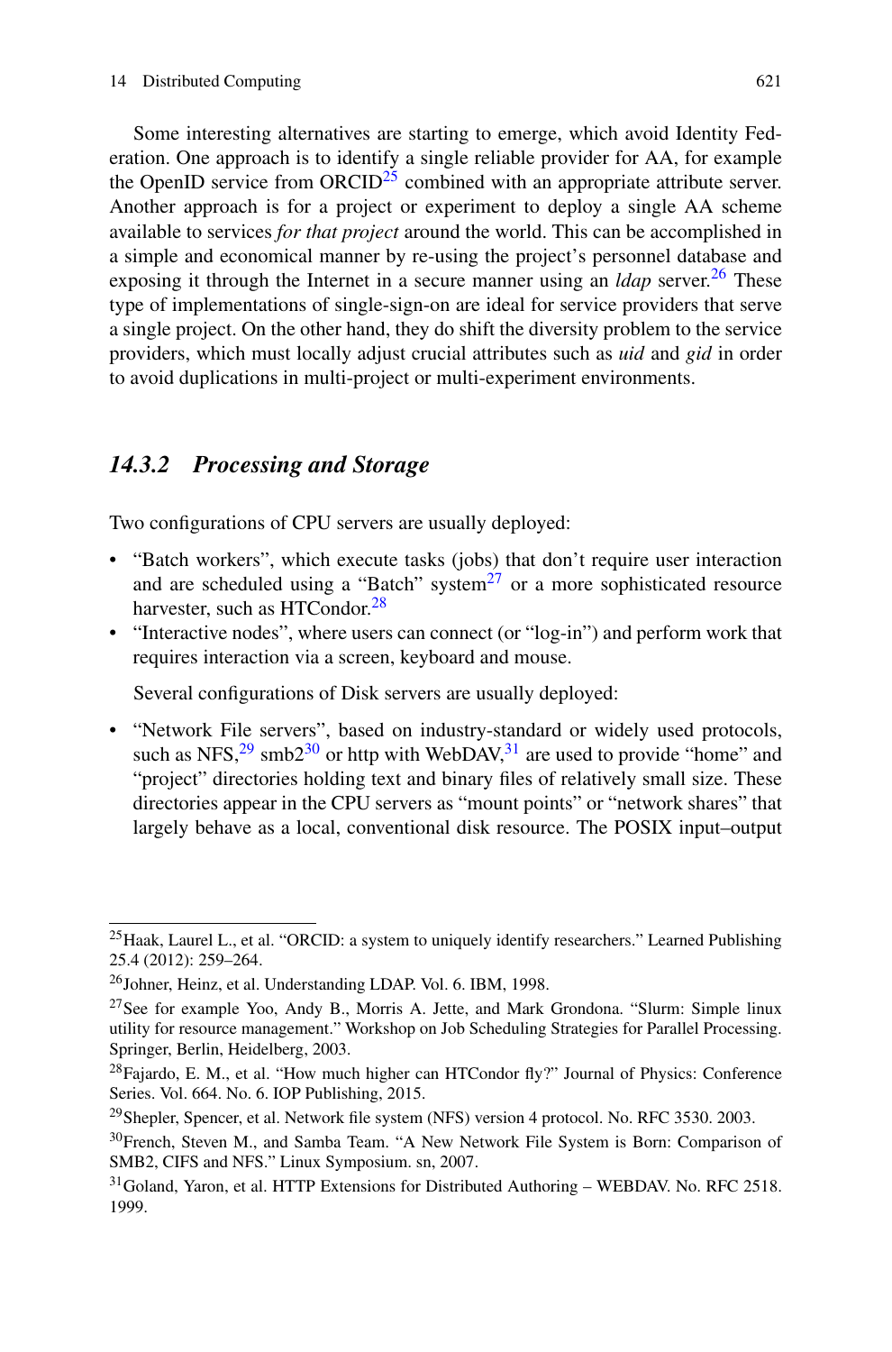Some interesting alternatives are starting to emerge, which avoid Identity Federation. One approach is to identify a single reliable provider for AA, for example the OpenID service from ORCID[25] combined with an appropriate attribute server. Another approach is for a project or experiment to deploy a single AA scheme available to services *for that project* around the world. This can be accomplished in a simple and economical manner by re-using the project's personnel database and exposing it through the Internet in a secure manner using an *ldap* server.[26] These type of implementations of single-sign-on are ideal for service providers that serve a single project. On the other hand, they do shift the diversity problem to the service providers, which must locally adjust crucial attributes such as *uid* and *gid* in order to avoid duplications in multi-project or multi-experiment environments.

### *14.3.2 Processing and Storage*

Two configurations of CPU servers are usually deployed:

- "Batch workers", which execute tasks (jobs) that don't require user interaction and are scheduled using a "Batch" system[27] or a more sophisticated resource harvester, such as HTCondor.[28]
- "Interactive nodes", where users can connect (or "log-in") and perform work that requires interaction via a screen, keyboard and mouse.

Several configurations of Disk servers are usually deployed:

- "Network File servers", based on industry-standard or widely used protocols, such as NFS,[29] smb2[30] or http with WebDAV,[31] are used to provide "home" and "project" directories holding text and binary files of relatively small size. These directories appear in the CPU servers as "mount points" or "network shares" that largely behave as a local, conventional disk resource. The POSIX input–output

---

[25] Haak, Laurel L., et al. "ORCID: a system to uniquely identify researchers." Learned Publishing 25.4 (2012): 259–264.

[26] Johner, Heinz, et al. Understanding LDAP. Vol. 6. IBM, 1998.

[27] See for example Yoo, Andy B., Morris A. Jette, and Mark Grondona. "Slurm: Simple linux utility for resource management." Workshop on Job Scheduling Strategies for Parallel Processing. Springer, Berlin, Heidelberg, 2003.

[28] Fajardo, E. M., et al. "How much higher can HTCondor fly?" Journal of Physics: Conference Series. Vol. 664. No. 6. IOP Publishing, 2015.

[29] Shepler, Spencer, et al. Network file system (NFS) version 4 protocol. No. RFC 3530. 2003.

[30] French, Steven M., and Samba Team. "A New Network File System is Born: Comparison of SMB2, CIFS and NFS." Linux Symposium. sn, 2007.

[31] Goland, Yaron, et al. HTTP Extensions for Distributed Authoring – WEBDAV. No. RFC 2518. 1999.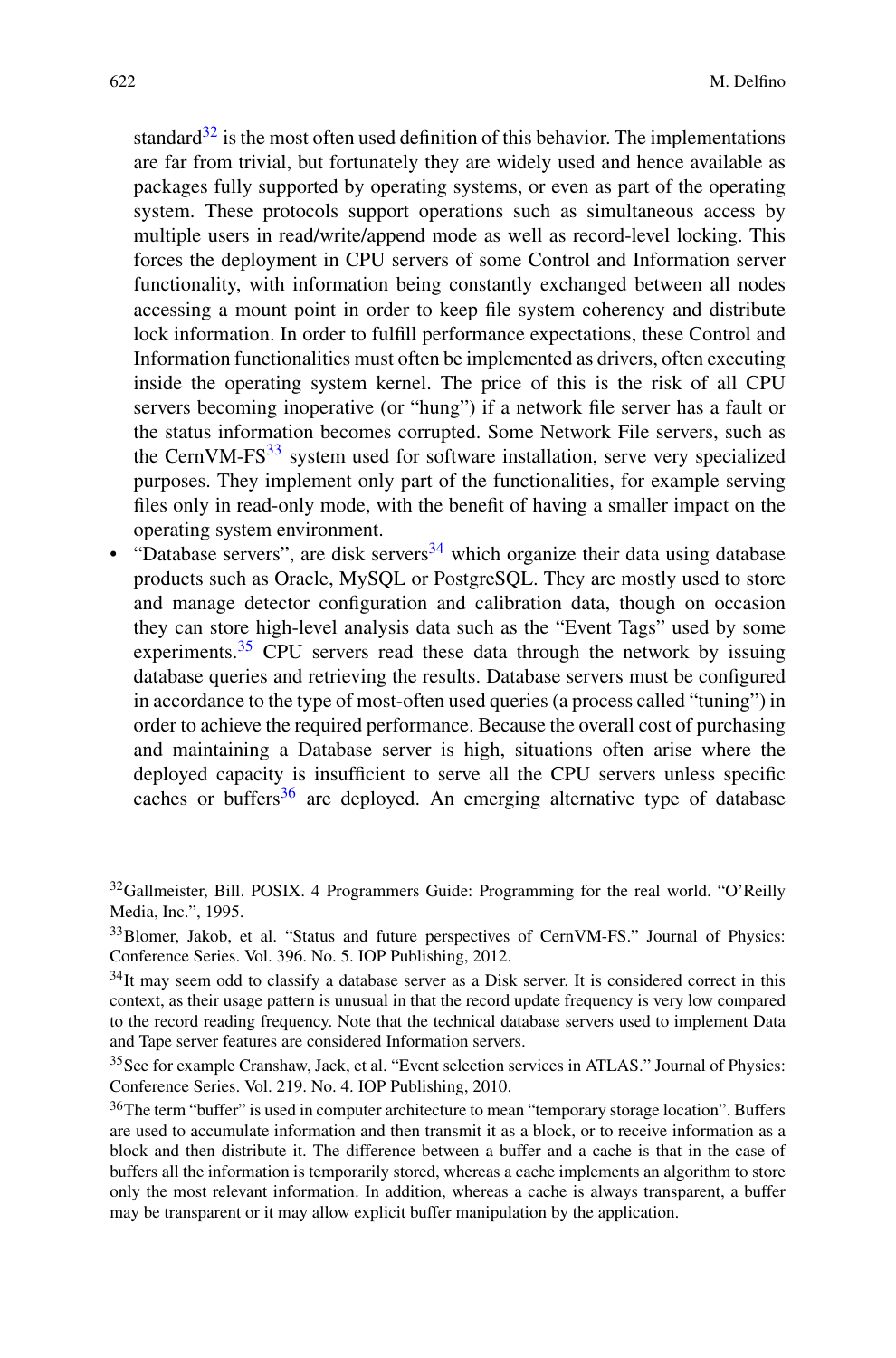standard[32] is the most often used definition of this behavior. The implementations are far from trivial, but fortunately they are widely used and hence available as packages fully supported by operating systems, or even as part of the operating system. These protocols support operations such as simultaneous access by multiple users in read/write/append mode as well as record-level locking. This forces the deployment in CPU servers of some Control and Information server functionality, with information being constantly exchanged between all nodes accessing a mount point in order to keep file system coherency and distribute lock information. In order to fulfill performance expectations, these Control and Information functionalities must often be implemented as drivers, often executing inside the operating system kernel. The price of this is the risk of all CPU servers becoming inoperative (or "hung") if a network file server has a fault or the status information becomes corrupted. Some Network File servers, such as the CernVM-FS[33] system used for software installation, serve very specialized purposes. They implement only part of the functionalities, for example serving files only in read-only mode, with the benefit of having a smaller impact on the operating system environment.

- "Database servers", are disk servers[34] which organize their data using database products such as Oracle, MySQL or PostgreSQL. They are mostly used to store and manage detector configuration and calibration data, though on occasion they can store high-level analysis data such as the "Event Tags" used by some experiments.[35] CPU servers read these data through the network by issuing database queries and retrieving the results. Database servers must be configured in accordance to the type of most-often used queries (a process called "tuning") in order to achieve the required performance. Because the overall cost of purchasing and maintaining a Database server is high, situations often arise where the deployed capacity is insufficient to serve all the CPU servers unless specific caches or buffers[36] are deployed. An emerging alternative type of database

---

[32] Gallmeister, Bill. POSIX. 4 Programmers Guide: Programming for the real world. "O'Reilly Media, Inc.", 1995.

[33] Blomer, Jakob, et al. "Status and future perspectives of CernVM-FS." Journal of Physics: Conference Series. Vol. 396. No. 5. IOP Publishing, 2012.

[34] It may seem odd to classify a database server as a Disk server. It is considered correct in this context, as their usage pattern is unusual in that the record update frequency is very low compared to the record reading frequency. Note that the technical database servers used to implement Data and Tape server features are considered Information servers.

[35] See for example Cranshaw, Jack, et al. "Event selection services in ATLAS." Journal of Physics: Conference Series. Vol. 219. No. 4. IOP Publishing, 2010.

[36] The term "buffer" is used in computer architecture to mean "temporary storage location". Buffers are used to accumulate information and then transmit it as a block, or to receive information as a block and then distribute it. The difference between a buffer and a cache is that in the case of buffers all the information is temporarily stored, whereas a cache implements an algorithm to store only the most relevant information. In addition, whereas a cache is always transparent, a buffer may be transparent or it may allow explicit buffer manipulation by the application.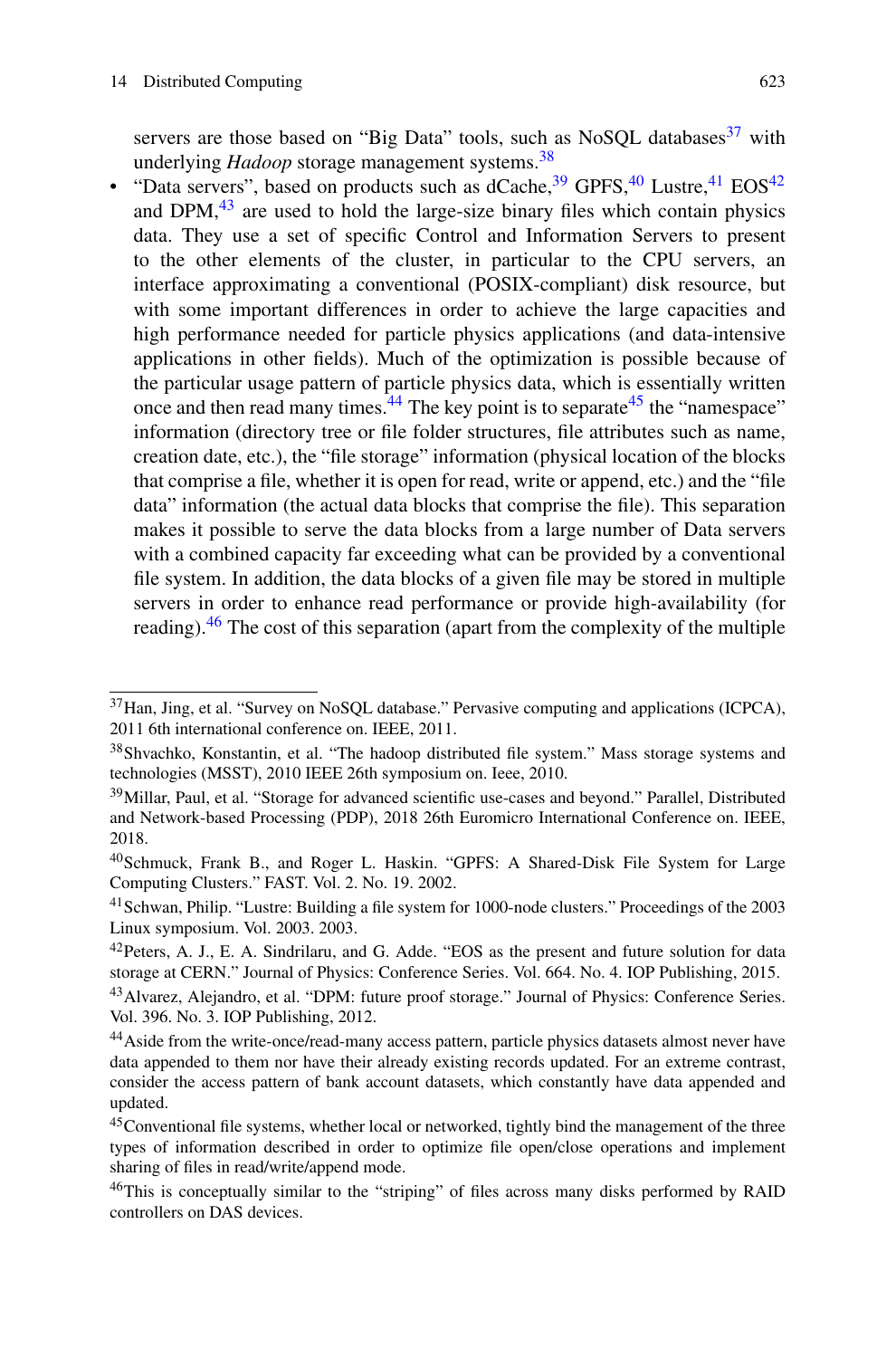servers are those based on "Big Data" tools, such as NoSQL databases[37] with underlying *Hadoop* storage management systems.[38]

- "Data servers", based on products such as dCache,[39] GPFS,[40] Lustre,[41] EOS[42] and DPM,[43] are used to hold the large-size binary files which contain physics data. They use a set of specific Control and Information Servers to present to the other elements of the cluster, in particular to the CPU servers, an interface approximating a conventional (POSIX-compliant) disk resource, but with some important differences in order to achieve the large capacities and high performance needed for particle physics applications (and data-intensive applications in other fields). Much of the optimization is possible because of the particular usage pattern of particle physics data, which is essentially written once and then read many times.[44] The key point is to separate[45] the "namespace" information (directory tree or file folder structures, file attributes such as name, creation date, etc.), the "file storage" information (physical location of the blocks that comprise a file, whether it is open for read, write or append, etc.) and the "file data" information (the actual data blocks that comprise the file). This separation makes it possible to serve the data blocks from a large number of Data servers with a combined capacity far exceeding what can be provided by a conventional file system. In addition, the data blocks of a given file may be stored in multiple servers in order to enhance read performance or provide high-availability (for reading).[46] The cost of this separation (apart from the complexity of the multiple

---

[37] Han, Jing, et al. "Survey on NoSQL database." Pervasive computing and applications (ICPCA), 2011 6th international conference on. IEEE, 2011.

[38] Shvachko, Konstantin, et al. "The hadoop distributed file system." Mass storage systems and technologies (MSST), 2010 IEEE 26th symposium on. Ieee, 2010.

[39] Millar, Paul, et al. "Storage for advanced scientific use-cases and beyond." Parallel, Distributed and Network-based Processing (PDP), 2018 26th Euromicro International Conference on. IEEE, 2018.

[40] Schmuck, Frank B., and Roger L. Haskin. "GPFS: A Shared-Disk File System for Large Computing Clusters." FAST. Vol. 2. No. 19. 2002.

[41] Schwan, Philip. "Lustre: Building a file system for 1000-node clusters." Proceedings of the 2003 Linux symposium. Vol. 2003. 2003.

[42] Peters, A. J., E. A. Sindrilaru, and G. Adde. "EOS as the present and future solution for data storage at CERN." Journal of Physics: Conference Series. Vol. 664. No. 4. IOP Publishing, 2015.

[43] Alvarez, Alejandro, et al. "DPM: future proof storage." Journal of Physics: Conference Series. Vol. 396. No. 3. IOP Publishing, 2012.

[44] Aside from the write-once/read-many access pattern, particle physics datasets almost never have data appended to them nor have their already existing records updated. For an extreme contrast, consider the access pattern of bank account datasets, which constantly have data appended and updated.

[45] Conventional file systems, whether local or networked, tightly bind the management of the three types of information described in order to optimize file open/close operations and implement sharing of files in read/write/append mode.

[46] This is conceptually similar to the "striping" of files across many disks performed by RAID controllers on DAS devices.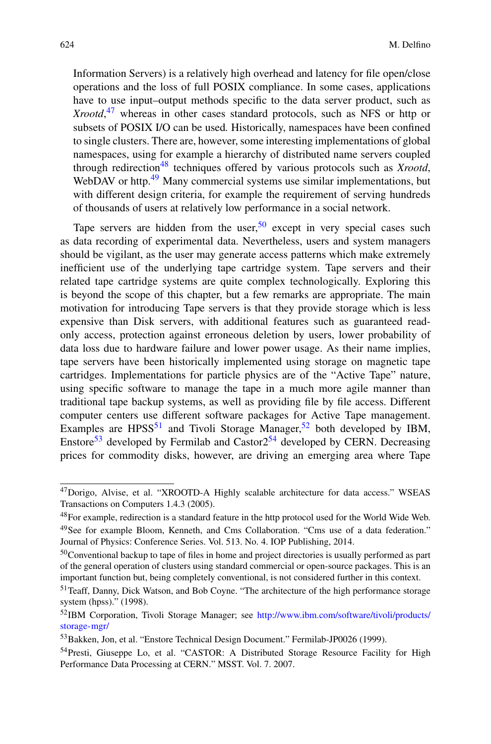Information Servers) is a relatively high overhead and latency for file open/close operations and the loss of full POSIX compliance. In some cases, applications have to use input–output methods specific to the data server product, such as *Xrootd*,[47] whereas in other cases standard protocols, such as NFS or http or subsets of POSIX I/O can be used. Historically, namespaces have been confined to single clusters. There are, however, some interesting implementations of global namespaces, using for example a hierarchy of distributed name servers coupled through redirection[48] techniques offered by various protocols such as *Xrootd*, WebDAV or http.[49] Many commercial systems use similar implementations, but with different design criteria, for example the requirement of serving hundreds of thousands of users at relatively low performance in a social network.

Tape servers are hidden from the user,[50] except in very special cases such as data recording of experimental data. Nevertheless, users and system managers should be vigilant, as the user may generate access patterns which make extremely inefficient use of the underlying tape cartridge system. Tape servers and their related tape cartridge systems are quite complex technologically. Exploring this is beyond the scope of this chapter, but a few remarks are appropriate. The main motivation for introducing Tape servers is that they provide storage which is less expensive than Disk servers, with additional features such as guaranteed read-only access, protection against erroneous deletion by users, lower probability of data loss due to hardware failure and lower power usage. As their name implies, tape servers have been historically implemented using storage on magnetic tape cartridges. Implementations for particle physics are of the "Active Tape" nature, using specific software to manage the tape in a much more agile manner than traditional tape backup systems, as well as providing file by file access. Different computer centers use different software packages for Active Tape management. Examples are HPSS[51] and Tivoli Storage Manager,[52] both developed by IBM, Enstore[53] developed by Fermilab and Castor2[54] developed by CERN. Decreasing prices for commodity disks, however, are driving an emerging area where Tape

---

[47] Dorigo, Alvise, et al. "XROOTD-A Highly scalable architecture for data access." WSEAS Transactions on Computers 1.4.3 (2005).

[48] For example, redirection is a standard feature in the http protocol used for the World Wide Web.

[49] See for example Bloom, Kenneth, and Cms Collaboration. "Cms use of a data federation." Journal of Physics: Conference Series. Vol. 513. No. 4. IOP Publishing, 2014.

[50] Conventional backup to tape of files in home and project directories is usually performed as part of the general operation of clusters using standard commercial or open-source packages. This is an important function but, being completely conventional, is not considered further in this context.

[51] Teaff, Danny, Dick Watson, and Bob Coyne. "The architecture of the high performance storage system (hpss)." (1998).

[52] IBM Corporation, Tivoli Storage Manager; see http://www.ibm.com/software/tivoli/products/storage-mgr/

[53] Bakken, Jon, et al. "Enstore Technical Design Document." Fermilab-JP0026 (1999).

[54] Presti, Giuseppe Lo, et al. "CASTOR: A Distributed Storage Resource Facility for High Performance Data Processing at CERN." MSST. Vol. 7. 2007.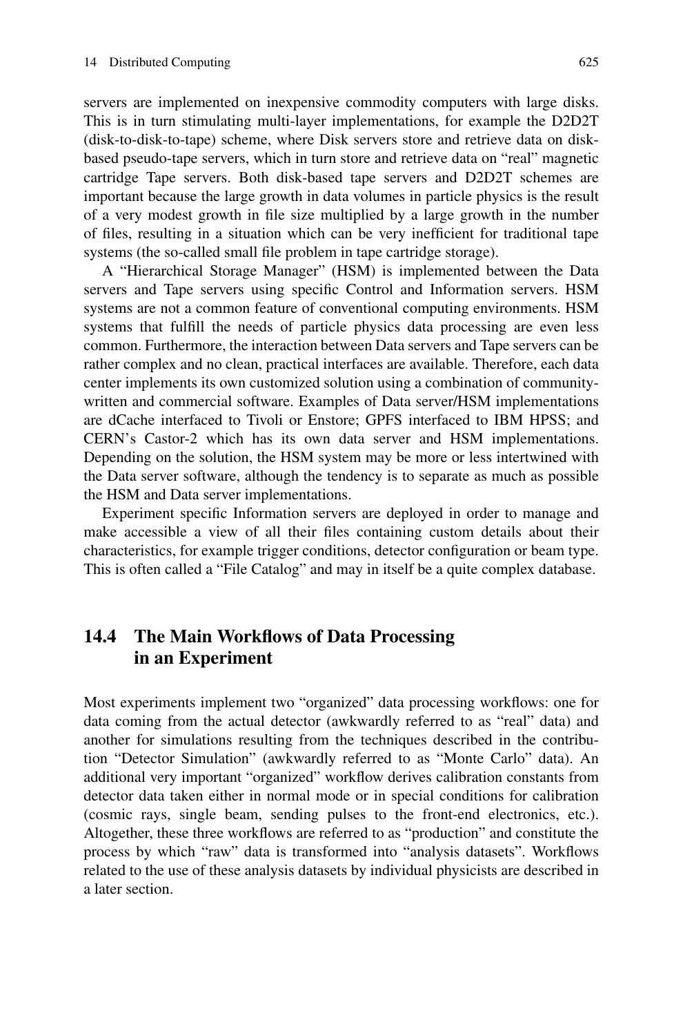servers are implemented on inexpensive commodity computers with large disks. This is in turn stimulating multi-layer implementations, for example the D2D2T (disk-to-disk-to-tape) scheme, where Disk servers store and retrieve data on disk-based pseudo-tape servers, which in turn store and retrieve data on "real" magnetic cartridge Tape servers. Both disk-based tape servers and D2D2T schemes are important because the large growth in data volumes in particle physics is the result of a very modest growth in file size multiplied by a large growth in the number of files, resulting in a situation which can be very inefficient for traditional tape systems (the so-called small file problem in tape cartridge storage).

A "Hierarchical Storage Manager" (HSM) is implemented between the Data servers and Tape servers using specific Control and Information servers. HSM systems are not a common feature of conventional computing environments. HSM systems that fulfill the needs of particle physics data processing are even less common. Furthermore, the interaction between Data servers and Tape servers can be rather complex and no clean, practical interfaces are available. Therefore, each data center implements its own customized solution using a combination of community-written and commercial software. Examples of Data server/HSM implementations are dCache interfaced to Tivoli or Enstore; GPFS interfaced to IBM HPSS; and CERN's Castor-2 which has its own data server and HSM implementations. Depending on the solution, the HSM system may be more or less intertwined with the Data server software, although the tendency is to separate as much as possible the HSM and Data server implementations.

Experiment specific Information servers are deployed in order to manage and make accessible a view of all their files containing custom details about their characteristics, for example trigger conditions, detector configuration or beam type. This is often called a "File Catalog" and may in itself be a quite complex database.

## 14.4 The Main Workflows of Data Processing in an Experiment

Most experiments implement two "organized" data processing workflows: one for data coming from the actual detector (awkwardly referred to as "real" data) and another for simulations resulting from the techniques described in the contribution "Detector Simulation" (awkwardly referred to as "Monte Carlo" data). An additional very important "organized" workflow derives calibration constants from detector data taken either in normal mode or in special conditions for calibration (cosmic rays, single beam, sending pulses to the front-end electronics, etc.). Altogether, these three workflows are referred to as "production" and constitute the process by which "raw" data is transformed into "analysis datasets". Workflows related to the use of these analysis datasets by individual physicists are described in a later section.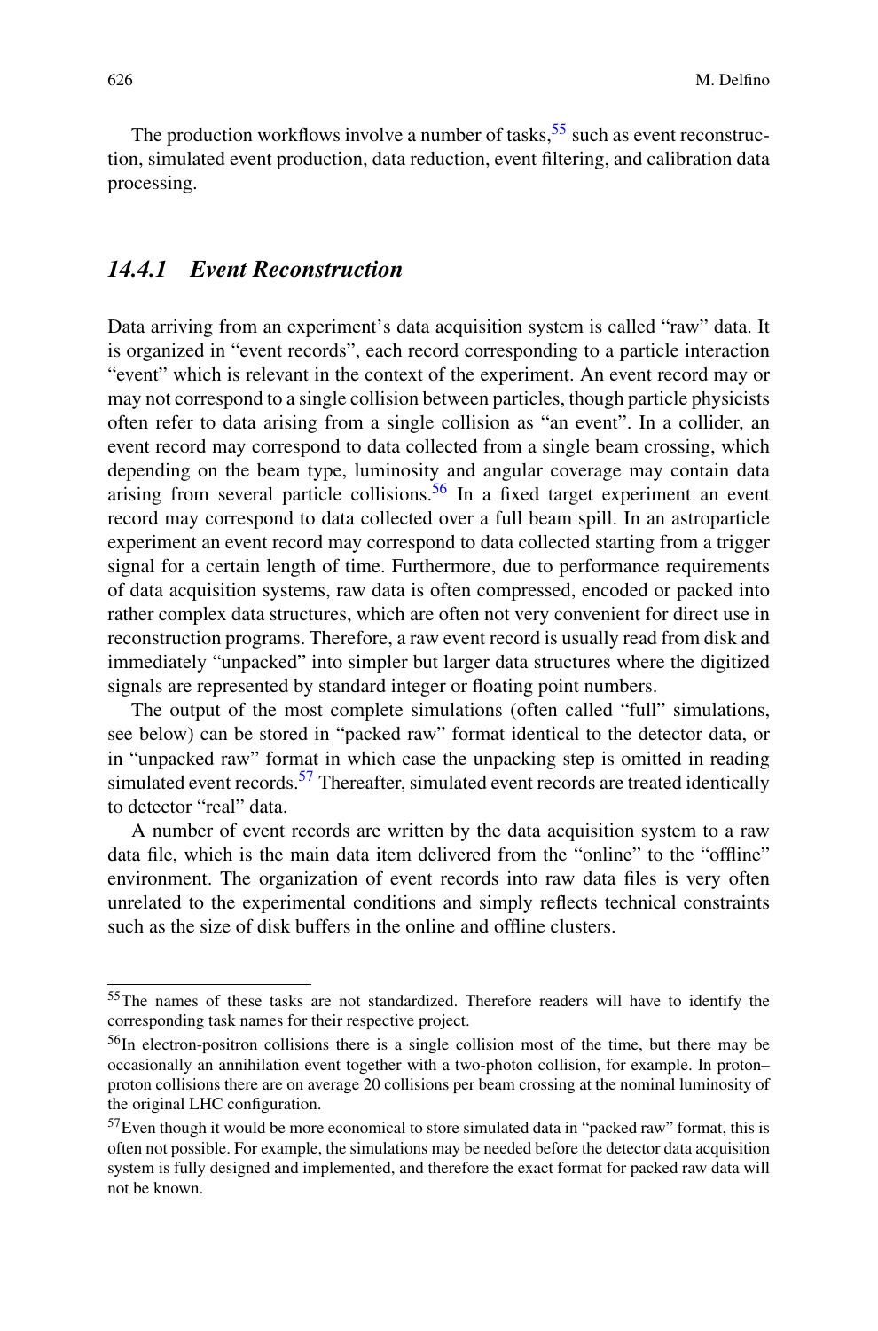The production workflows involve a number of tasks,[55] such as event reconstruction, simulated event production, data reduction, event filtering, and calibration data processing.

### *14.4.1 Event Reconstruction*

Data arriving from an experiment's data acquisition system is called "raw" data. It is organized in "event records", each record corresponding to a particle interaction "event" which is relevant in the context of the experiment. An event record may or may not correspond to a single collision between particles, though particle physicists often refer to data arising from a single collision as "an event". In a collider, an event record may correspond to data collected from a single beam crossing, which depending on the beam type, luminosity and angular coverage may contain data arising from several particle collisions.[56] In a fixed target experiment an event record may correspond to data collected over a full beam spill. In an astroparticle experiment an event record may correspond to data collected starting from a trigger signal for a certain length of time. Furthermore, due to performance requirements of data acquisition systems, raw data is often compressed, encoded or packed into rather complex data structures, which are often not very convenient for direct use in reconstruction programs. Therefore, a raw event record is usually read from disk and immediately "unpacked" into simpler but larger data structures where the digitized signals are represented by standard integer or floating point numbers.

The output of the most complete simulations (often called "full" simulations, see below) can be stored in "packed raw" format identical to the detector data, or in "unpacked raw" format in which case the unpacking step is omitted in reading simulated event records.[57] Thereafter, simulated event records are treated identically to detector "real" data.

A number of event records are written by the data acquisition system to a raw data file, which is the main data item delivered from the "online" to the "offline" environment. The organization of event records into raw data files is very often unrelated to the experimental conditions and simply reflects technical constraints such as the size of disk buffers in the online and offline clusters.

---

[55] The names of these tasks are not standardized. Therefore readers will have to identify the corresponding task names for their respective project.

[56] In electron-positron collisions there is a single collision most of the time, but there may be occasionally an annihilation event together with a two-photon collision, for example. In proton–proton collisions there are on average 20 collisions per beam crossing at the nominal luminosity of the original LHC configuration.

[57] Even though it would be more economical to store simulated data in "packed raw" format, this is often not possible. For example, the simulations may be needed before the detector data acquisition system is fully designed and implemented, and therefore the exact format for packed raw data will not be known.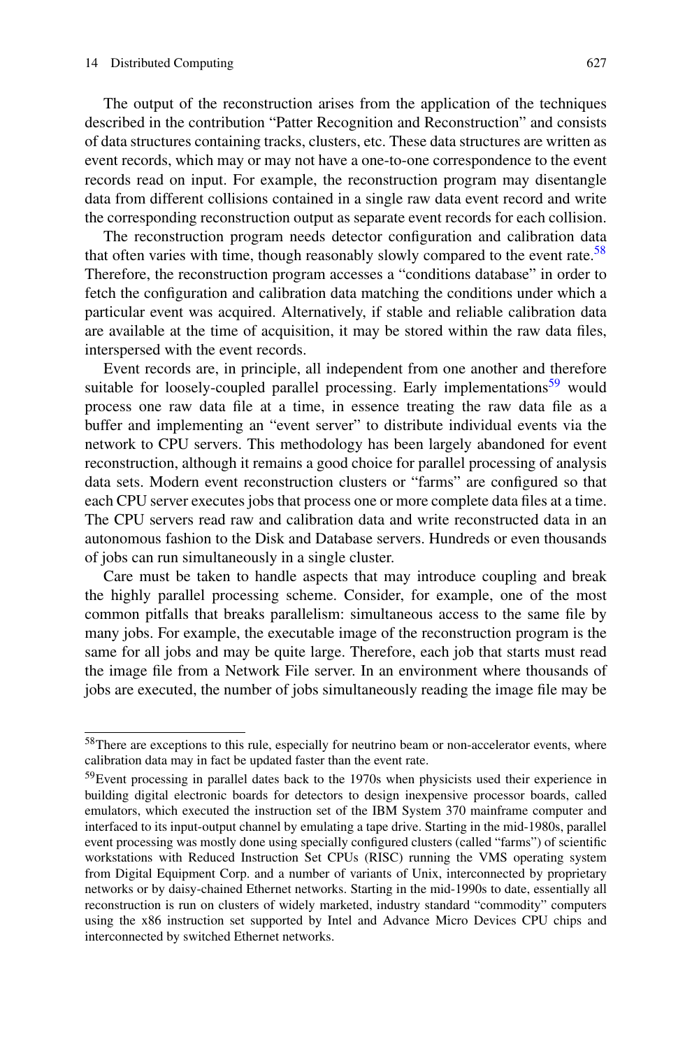The output of the reconstruction arises from the application of the techniques described in the contribution "Patter Recognition and Reconstruction" and consists of data structures containing tracks, clusters, etc. These data structures are written as event records, which may or may not have a one-to-one correspondence to the event records read on input. For example, the reconstruction program may disentangle data from different collisions contained in a single raw data event record and write the corresponding reconstruction output as separate event records for each collision.

The reconstruction program needs detector configuration and calibration data that often varies with time, though reasonably slowly compared to the event rate.[58] Therefore, the reconstruction program accesses a "conditions database" in order to fetch the configuration and calibration data matching the conditions under which a particular event was acquired. Alternatively, if stable and reliable calibration data are available at the time of acquisition, it may be stored within the raw data files, interspersed with the event records.

Event records are, in principle, all independent from one another and therefore suitable for loosely-coupled parallel processing. Early implementations[59] would process one raw data file at a time, in essence treating the raw data file as a buffer and implementing an "event server" to distribute individual events via the network to CPU servers. This methodology has been largely abandoned for event reconstruction, although it remains a good choice for parallel processing of analysis data sets. Modern event reconstruction clusters or "farms" are configured so that each CPU server executes jobs that process one or more complete data files at a time. The CPU servers read raw and calibration data and write reconstructed data in an autonomous fashion to the Disk and Database servers. Hundreds or even thousands of jobs can run simultaneously in a single cluster.

Care must be taken to handle aspects that may introduce coupling and break the highly parallel processing scheme. Consider, for example, one of the most common pitfalls that breaks parallelism: simultaneous access to the same file by many jobs. For example, the executable image of the reconstruction program is the same for all jobs and may be quite large. Therefore, each job that starts must read the image file from a Network File server. In an environment where thousands of jobs are executed, the number of jobs simultaneously reading the image file may be

---

[58] There are exceptions to this rule, especially for neutrino beam or non-accelerator events, where calibration data may in fact be updated faster than the event rate.

[59] Event processing in parallel dates back to the 1970s when physicists used their experience in building digital electronic boards for detectors to design inexpensive processor boards, called emulators, which executed the instruction set of the IBM System 370 mainframe computer and interfaced to its input-output channel by emulating a tape drive. Starting in the mid-1980s, parallel event processing was mostly done using specially configured clusters (called "farms") of scientific workstations with Reduced Instruction Set CPUs (RISC) running the VMS operating system from Digital Equipment Corp. and a number of variants of Unix, interconnected by proprietary networks or by daisy-chained Ethernet networks. Starting in the mid-1990s to date, essentially all reconstruction is run on clusters of widely marketed, industry standard "commodity" computers using the x86 instruction set supported by Intel and Advance Micro Devices CPU chips and interconnected by switched Ethernet networks.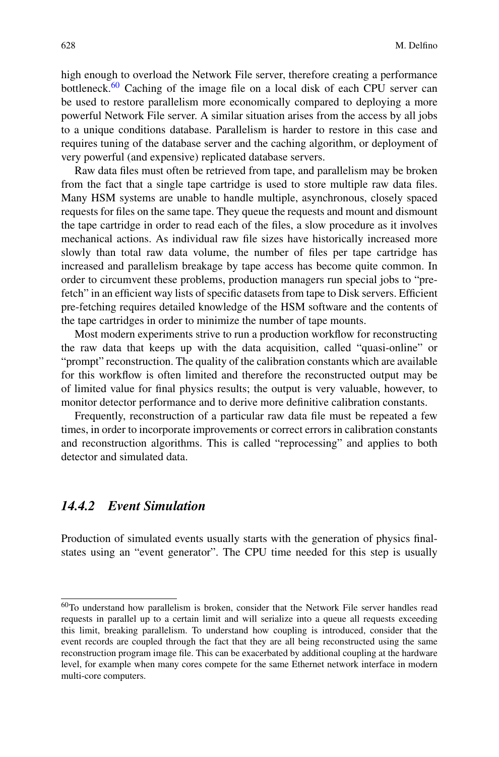high enough to overload the Network File server, therefore creating a performance bottleneck.[60] Caching of the image file on a local disk of each CPU server can be used to restore parallelism more economically compared to deploying a more powerful Network File server. A similar situation arises from the access by all jobs to a unique conditions database. Parallelism is harder to restore in this case and requires tuning of the database server and the caching algorithm, or deployment of very powerful (and expensive) replicated database servers.

Raw data files must often be retrieved from tape, and parallelism may be broken from the fact that a single tape cartridge is used to store multiple raw data files. Many HSM systems are unable to handle multiple, asynchronous, closely spaced requests for files on the same tape. They queue the requests and mount and dismount the tape cartridge in order to read each of the files, a slow procedure as it involves mechanical actions. As individual raw file sizes have historically increased more slowly than total raw data volume, the number of files per tape cartridge has increased and parallelism breakage by tape access has become quite common. In order to circumvent these problems, production managers run special jobs to "pre-fetch" in an efficient way lists of specific datasets from tape to Disk servers. Efficient pre-fetching requires detailed knowledge of the HSM software and the contents of the tape cartridges in order to minimize the number of tape mounts.

Most modern experiments strive to run a production workflow for reconstructing the raw data that keeps up with the data acquisition, called "quasi-online" or "prompt" reconstruction. The quality of the calibration constants which are available for this workflow is often limited and therefore the reconstructed output may be of limited value for final physics results; the output is very valuable, however, to monitor detector performance and to derive more definitive calibration constants.

Frequently, reconstruction of a particular raw data file must be repeated a few times, in order to incorporate improvements or correct errors in calibration constants and reconstruction algorithms. This is called "reprocessing" and applies to both detector and simulated data.

### *14.4.2 Event Simulation*

Production of simulated events usually starts with the generation of physics final-states using an "event generator". The CPU time needed for this step is usually

---

[60] To understand how parallelism is broken, consider that the Network File server handles read requests in parallel up to a certain limit and will serialize into a queue all requests exceeding this limit, breaking parallelism. To understand how coupling is introduced, consider that the event records are coupled through the fact that they are all being reconstructed using the same reconstruction program image file. This can be exacerbated by additional coupling at the hardware level, for example when many cores compete for the same Ethernet network interface in modern multi-core computers.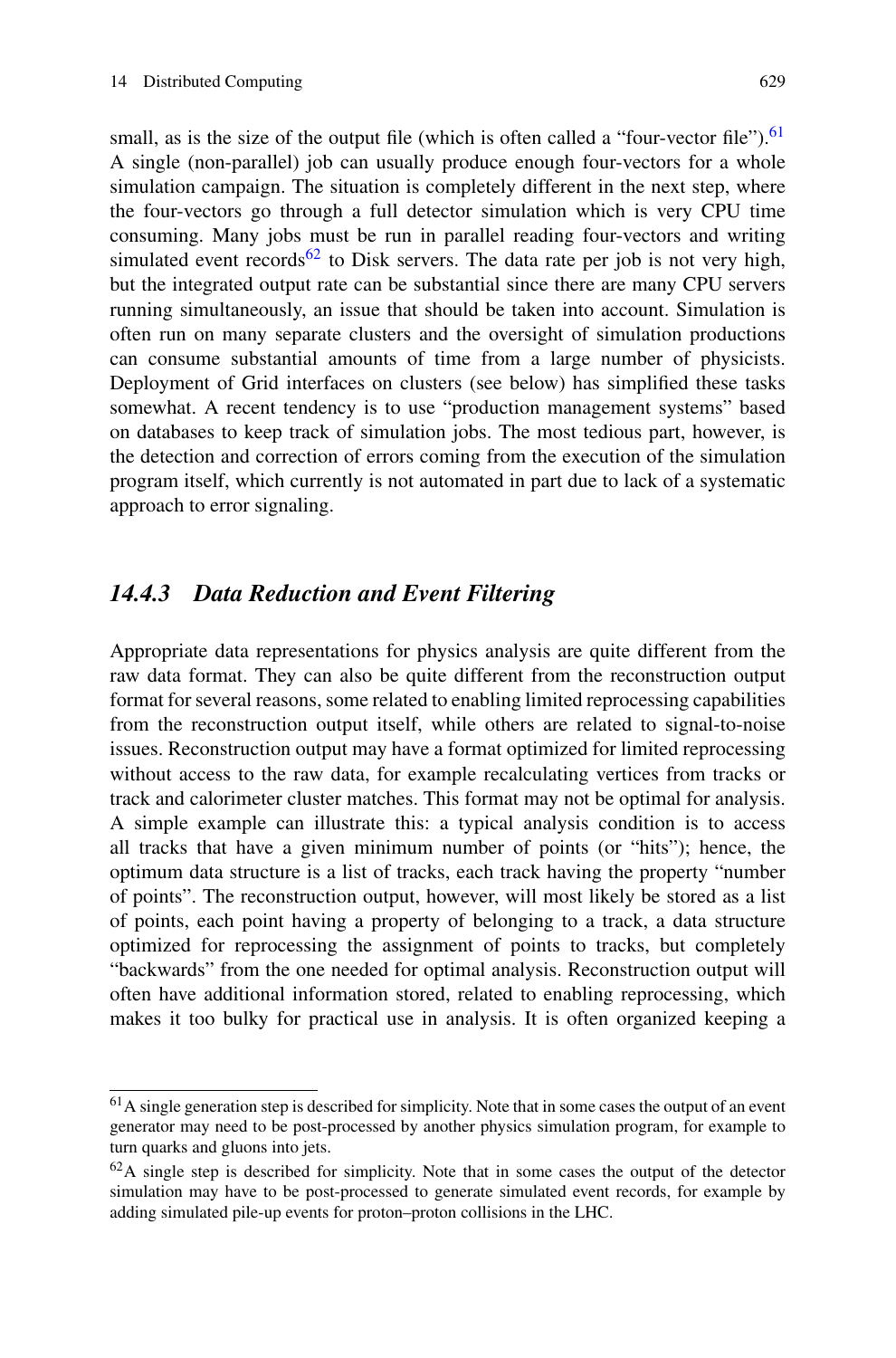small, as is the size of the output file (which is often called a "four-vector file").[61] A single (non-parallel) job can usually produce enough four-vectors for a whole simulation campaign. The situation is completely different in the next step, where the four-vectors go through a full detector simulation which is very CPU time consuming. Many jobs must be run in parallel reading four-vectors and writing simulated event records[62] to Disk servers. The data rate per job is not very high, but the integrated output rate can be substantial since there are many CPU servers running simultaneously, an issue that should be taken into account. Simulation is often run on many separate clusters and the oversight of simulation productions can consume substantial amounts of time from a large number of physicists. Deployment of Grid interfaces on clusters (see below) has simplified these tasks somewhat. A recent tendency is to use "production management systems" based on databases to keep track of simulation jobs. The most tedious part, however, is the detection and correction of errors coming from the execution of the simulation program itself, which currently is not automated in part due to lack of a systematic approach to error signaling.

### *14.4.3 Data Reduction and Event Filtering*

Appropriate data representations for physics analysis are quite different from the raw data format. They can also be quite different from the reconstruction output format for several reasons, some related to enabling limited reprocessing capabilities from the reconstruction output itself, while others are related to signal-to-noise issues. Reconstruction output may have a format optimized for limited reprocessing without access to the raw data, for example recalculating vertices from tracks or track and calorimeter cluster matches. This format may not be optimal for analysis. A simple example can illustrate this: a typical analysis condition is to access all tracks that have a given minimum number of points (or "hits"); hence, the optimum data structure is a list of tracks, each track having the property "number of points". The reconstruction output, however, will most likely be stored as a list of points, each point having a property of belonging to a track, a data structure optimized for reprocessing the assignment of points to tracks, but completely "backwards" from the one needed for optimal analysis. Reconstruction output will often have additional information stored, related to enabling reprocessing, which makes it too bulky for practical use in analysis. It is often organized keeping a

---

[61] A single generation step is described for simplicity. Note that in some cases the output of an event generator may need to be post-processed by another physics simulation program, for example to turn quarks and gluons into jets.

[62] A single step is described for simplicity. Note that in some cases the output of the detector simulation may have to be post-processed to generate simulated event records, for example by adding simulated pile-up events for proton–proton collisions in the LHC.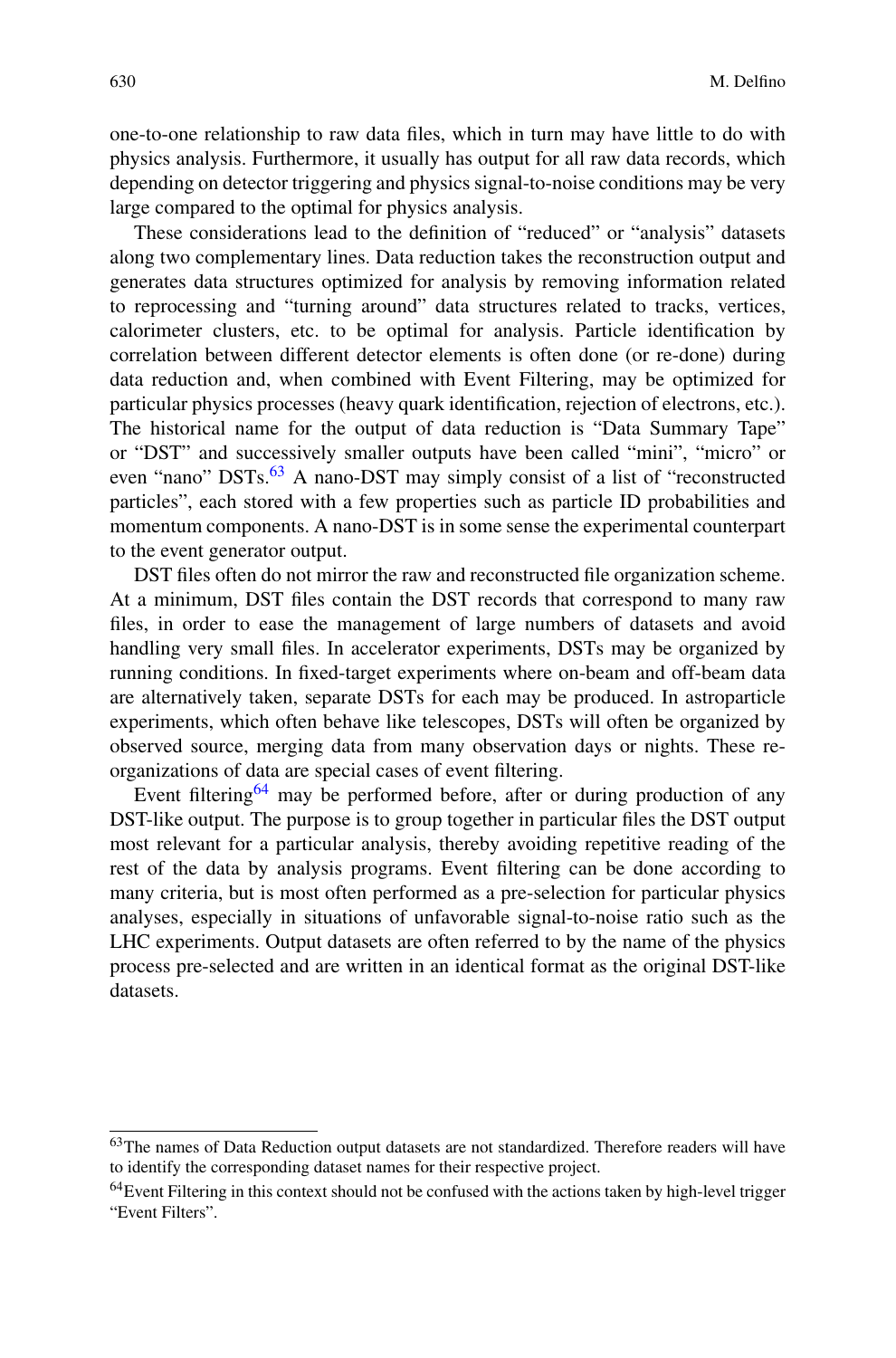one-to-one relationship to raw data files, which in turn may have little to do with physics analysis. Furthermore, it usually has output for all raw data records, which depending on detector triggering and physics signal-to-noise conditions may be very large compared to the optimal for physics analysis.

These considerations lead to the definition of "reduced" or "analysis" datasets along two complementary lines. Data reduction takes the reconstruction output and generates data structures optimized for analysis by removing information related to reprocessing and "turning around" data structures related to tracks, vertices, calorimeter clusters, etc. to be optimal for analysis. Particle identification by correlation between different detector elements is often done (or re-done) during data reduction and, when combined with Event Filtering, may be optimized for particular physics processes (heavy quark identification, rejection of electrons, etc.). The historical name for the output of data reduction is "Data Summary Tape" or "DST" and successively smaller outputs have been called "mini", "micro" or even "nano" DSTs.[63] A nano-DST may simply consist of a list of "reconstructed particles", each stored with a few properties such as particle ID probabilities and momentum components. A nano-DST is in some sense the experimental counterpart to the event generator output.

DST files often do not mirror the raw and reconstructed file organization scheme. At a minimum, DST files contain the DST records that correspond to many raw files, in order to ease the management of large numbers of datasets and avoid handling very small files. In accelerator experiments, DSTs may be organized by running conditions. In fixed-target experiments where on-beam and off-beam data are alternatively taken, separate DSTs for each may be produced. In astroparticle experiments, which often behave like telescopes, DSTs will often be organized by observed source, merging data from many observation days or nights. These re-organizations of data are special cases of event filtering.

Event filtering[64] may be performed before, after or during production of any DST-like output. The purpose is to group together in particular files the DST output most relevant for a particular analysis, thereby avoiding repetitive reading of the rest of the data by analysis programs. Event filtering can be done according to many criteria, but is most often performed as a pre-selection for particular physics analyses, especially in situations of unfavorable signal-to-noise ratio such as the LHC experiments. Output datasets are often referred to by the name of the physics process pre-selected and are written in an identical format as the original DST-like datasets.

---

[63] The names of Data Reduction output datasets are not standardized. Therefore readers will have to identify the corresponding dataset names for their respective project.

[64] Event Filtering in this context should not be confused with the actions taken by high-level trigger "Event Filters".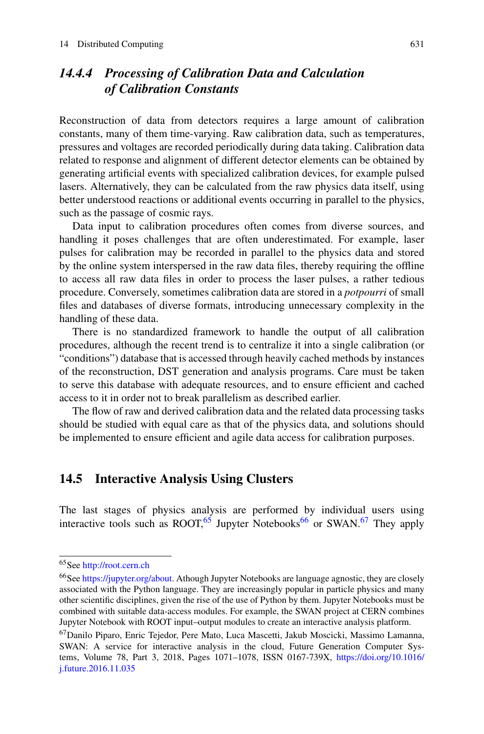### *14.4.4 Processing of Calibration Data and Calculation of Calibration Constants*

Reconstruction of data from detectors requires a large amount of calibration constants, many of them time-varying. Raw calibration data, such as temperatures, pressures and voltages are recorded periodically during data taking. Calibration data related to response and alignment of different detector elements can be obtained by generating artificial events with specialized calibration devices, for example pulsed lasers. Alternatively, they can be calculated from the raw physics data itself, using better understood reactions or additional events occurring in parallel to the physics, such as the passage of cosmic rays.

Data input to calibration procedures often comes from diverse sources, and handling it poses challenges that are often underestimated. For example, laser pulses for calibration may be recorded in parallel to the physics data and stored by the online system interspersed in the raw data files, thereby requiring the offline to access all raw data files in order to process the laser pulses, a rather tedious procedure. Conversely, sometimes calibration data are stored in a *potpourri* of small files and databases of diverse formats, introducing unnecessary complexity in the handling of these data.

There is no standardized framework to handle the output of all calibration procedures, although the recent trend is to centralize it into a single calibration (or "conditions") database that is accessed through heavily cached methods by instances of the reconstruction, DST generation and analysis programs. Care must be taken to serve this database with adequate resources, and to ensure efficient and cached access to it in order not to break parallelism as described earlier.

The flow of raw and derived calibration data and the related data processing tasks should be studied with equal care as that of the physics data, and solutions should be implemented to ensure efficient and agile data access for calibration purposes.

## 14.5 Interactive Analysis Using Clusters

The last stages of physics analysis are performed by individual users using interactive tools such as ROOT,[65] Jupyter Notebooks[66] or SWAN.[67] They apply

---

[65] See http://root.cern.ch

[66] See https://jupyter.org/about. Athough Jupyter Notebooks are language agnostic, they are closely associated with the Python language. They are increasingly popular in particle physics and many other scientific disciplines, given the rise of the use of Python by them. Jupyter Notebooks must be combined with suitable data-access modules. For example, the SWAN project at CERN combines Jupyter Notebook with ROOT input–output modules to create an interactive analysis platform.

[67] Danilo Piparo, Enric Tejedor, Pere Mato, Luca Mascetti, Jakub Moscicki, Massimo Lamanna, SWAN: A service for interactive analysis in the cloud, Future Generation Computer Systems, Volume 78, Part 3, 2018, Pages 1071–1078, ISSN 0167-739X, https://doi.org/10.1016/j.future.2016.11.035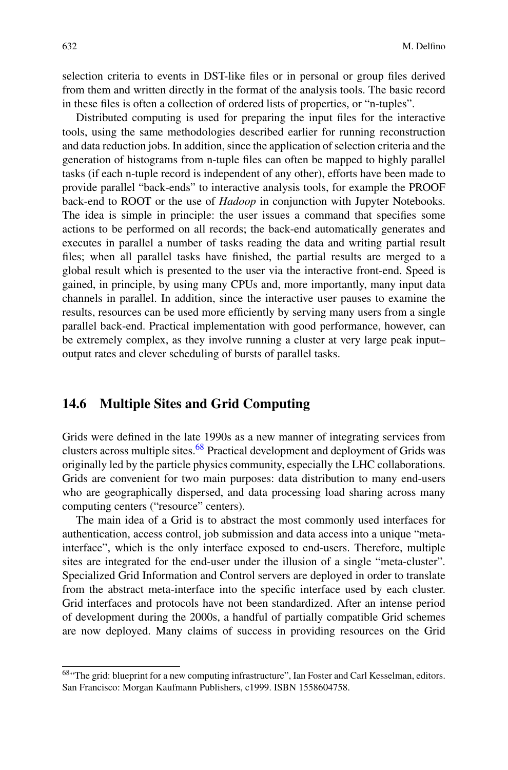selection criteria to events in DST-like files or in personal or group files derived from them and written directly in the format of the analysis tools. The basic record in these files is often a collection of ordered lists of properties, or "n-tuples".

Distributed computing is used for preparing the input files for the interactive tools, using the same methodologies described earlier for running reconstruction and data reduction jobs. In addition, since the application of selection criteria and the generation of histograms from n-tuple files can often be mapped to highly parallel tasks (if each n-tuple record is independent of any other), efforts have been made to provide parallel "back-ends" to interactive analysis tools, for example the PROOF back-end to ROOT or the use of *Hadoop* in conjunction with Jupyter Notebooks. The idea is simple in principle: the user issues a command that specifies some actions to be performed on all records; the back-end automatically generates and executes in parallel a number of tasks reading the data and writing partial result files; when all parallel tasks have finished, the partial results are merged to a global result which is presented to the user via the interactive front-end. Speed is gained, in principle, by using many CPUs and, more importantly, many input data channels in parallel. In addition, since the interactive user pauses to examine the results, resources can be used more efficiently by serving many users from a single parallel back-end. Practical implementation with good performance, however, can be extremely complex, as they involve running a cluster at very large peak input–output rates and clever scheduling of bursts of parallel tasks.

## 14.6 Multiple Sites and Grid Computing

Grids were defined in the late 1990s as a new manner of integrating services from clusters across multiple sites.[68] Practical development and deployment of Grids was originally led by the particle physics community, especially the LHC collaborations. Grids are convenient for two main purposes: data distribution to many end-users who are geographically dispersed, and data processing load sharing across many computing centers ("resource" centers).

The main idea of a Grid is to abstract the most commonly used interfaces for authentication, access control, job submission and data access into a unique "meta-interface", which is the only interface exposed to end-users. Therefore, multiple sites are integrated for the end-user under the illusion of a single "meta-cluster". Specialized Grid Information and Control servers are deployed in order to translate from the abstract meta-interface into the specific interface used by each cluster. Grid interfaces and protocols have not been standardized. After an intense period of development during the 2000s, a handful of partially compatible Grid schemes are now deployed. Many claims of success in providing resources on the Grid

[68] "The grid: blueprint for a new computing infrastructure", Ian Foster and Carl Kesselman, editors. San Francisco: Morgan Kaufmann Publishers, c1999. ISBN 1558604758.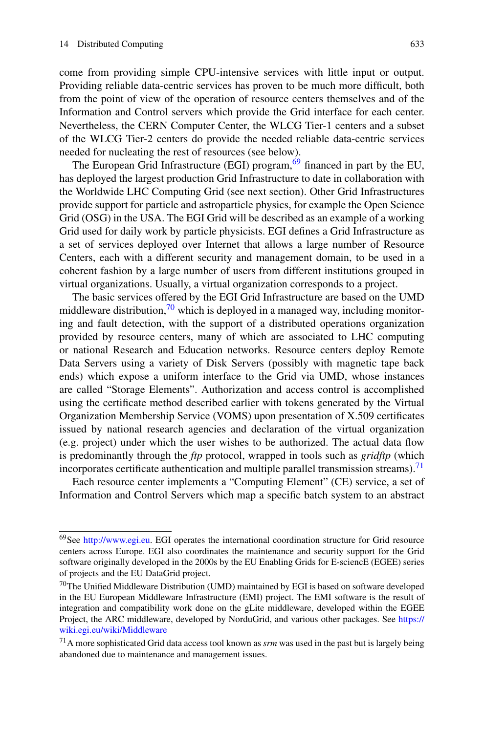come from providing simple CPU-intensive services with little input or output. Providing reliable data-centric services has proven to be much more difficult, both from the point of view of the operation of resource centers themselves and of the Information and Control servers which provide the Grid interface for each center. Nevertheless, the CERN Computer Center, the WLCG Tier-1 centers and a subset of the WLCG Tier-2 centers do provide the needed reliable data-centric services needed for nucleating the rest of resources (see below).

The European Grid Infrastructure (EGI) program,[69] financed in part by the EU, has deployed the largest production Grid Infrastructure to date in collaboration with the Worldwide LHC Computing Grid (see next section). Other Grid Infrastructures provide support for particle and astroparticle physics, for example the Open Science Grid (OSG) in the USA. The EGI Grid will be described as an example of a working Grid used for daily work by particle physicists. EGI defines a Grid Infrastructure as a set of services deployed over Internet that allows a large number of Resource Centers, each with a different security and management domain, to be used in a coherent fashion by a large number of users from different institutions grouped in virtual organizations. Usually, a virtual organization corresponds to a project.

The basic services offered by the EGI Grid Infrastructure are based on the UMD middleware distribution,[70] which is deployed in a managed way, including monitoring and fault detection, with the support of a distributed operations organization provided by resource centers, many of which are associated to LHC computing or national Research and Education networks. Resource centers deploy Remote Data Servers using a variety of Disk Servers (possibly with magnetic tape back ends) which expose a uniform interface to the Grid via UMD, whose instances are called "Storage Elements". Authorization and access control is accomplished using the certificate method described earlier with tokens generated by the Virtual Organization Membership Service (VOMS) upon presentation of X.509 certificates issued by national research agencies and declaration of the virtual organization (e.g. project) under which the user wishes to be authorized. The actual data flow is predominantly through the *ftp* protocol, wrapped in tools such as *gridftp* (which incorporates certificate authentication and multiple parallel transmission streams).[71]

Each resource center implements a "Computing Element" (CE) service, a set of Information and Control Servers which map a specific batch system to an abstract

---

[69] See http://www.egi.eu. EGI operates the international coordination structure for Grid resource centers across Europe. EGI also coordinates the maintenance and security support for the Grid software originally developed in the 2000s by the EU Enabling Grids for E-sciencE (EGEE) series of projects and the EU DataGrid project.

[70] The Unified Middleware Distribution (UMD) maintained by EGI is based on software developed in the EU European Middleware Infrastructure (EMI) project. The EMI software is the result of integration and compatibility work done on the gLite middleware, developed within the EGEE Project, the ARC middleware, developed by NorduGrid, and various other packages. See https://wiki.egi.eu/wiki/Middleware

[71] A more sophisticated Grid data access tool known as *srm* was used in the past but is largely being abandoned due to maintenance and management issues.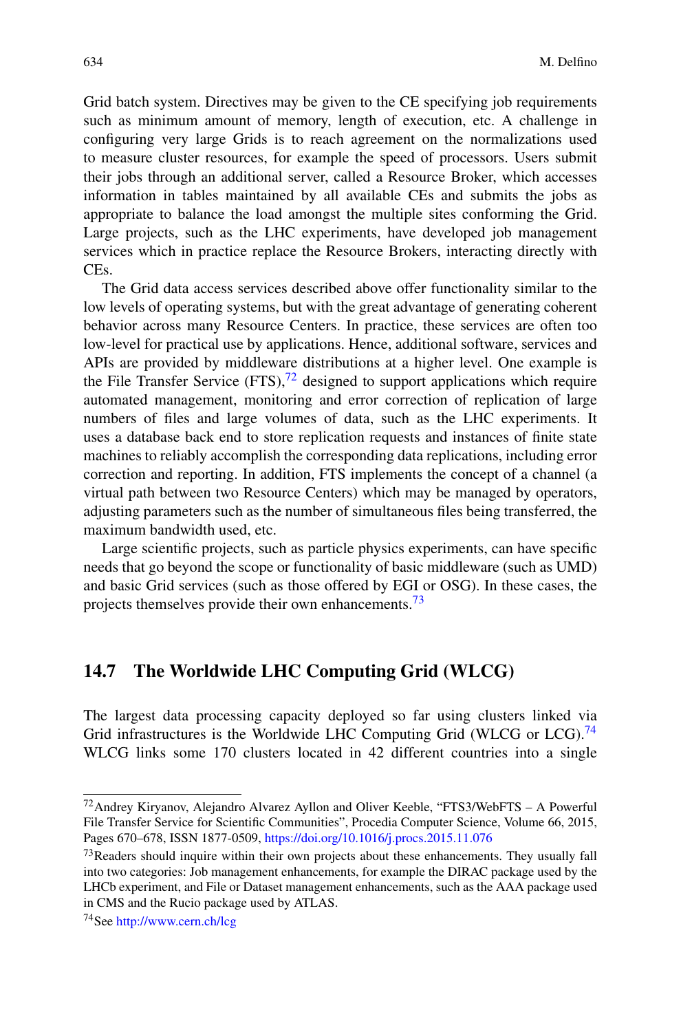Grid batch system. Directives may be given to the CE specifying job requirements such as minimum amount of memory, length of execution, etc. A challenge in configuring very large Grids is to reach agreement on the normalizations used to measure cluster resources, for example the speed of processors. Users submit their jobs through an additional server, called a Resource Broker, which accesses information in tables maintained by all available CEs and submits the jobs as appropriate to balance the load amongst the multiple sites conforming the Grid. Large projects, such as the LHC experiments, have developed job management services which in practice replace the Resource Brokers, interacting directly with CEs.

The Grid data access services described above offer functionality similar to the low levels of operating systems, but with the great advantage of generating coherent behavior across many Resource Centers. In practice, these services are often too low-level for practical use by applications. Hence, additional software, services and APIs are provided by middleware distributions at a higher level. One example is the File Transfer Service (FTS),[72] designed to support applications which require automated management, monitoring and error correction of replication of large numbers of files and large volumes of data, such as the LHC experiments. It uses a database back end to store replication requests and instances of finite state machines to reliably accomplish the corresponding data replications, including error correction and reporting. In addition, FTS implements the concept of a channel (a virtual path between two Resource Centers) which may be managed by operators, adjusting parameters such as the number of simultaneous files being transferred, the maximum bandwidth used, etc.

Large scientific projects, such as particle physics experiments, can have specific needs that go beyond the scope or functionality of basic middleware (such as UMD) and basic Grid services (such as those offered by EGI or OSG). In these cases, the projects themselves provide their own enhancements.[73]

## 14.7 The Worldwide LHC Computing Grid (WLCG)

The largest data processing capacity deployed so far using clusters linked via Grid infrastructures is the Worldwide LHC Computing Grid (WLCG or LCG).[74] WLCG links some 170 clusters located in 42 different countries into a single

---

[72] Andrey Kiryanov, Alejandro Alvarez Ayllon and Oliver Keeble, "FTS3/WebFTS – A Powerful File Transfer Service for Scientific Communities", Procedia Computer Science, Volume 66, 2015, Pages 670–678, ISSN 1877-0509, https://doi.org/10.1016/j.procs.2015.11.076

[73] Readers should inquire within their own projects about these enhancements. They usually fall into two categories: Job management enhancements, for example the DIRAC package used by the LHCb experiment, and File or Dataset management enhancements, such as the AAA package used in CMS and the Rucio package used by ATLAS.

[74] See http://www.cern.ch/lcg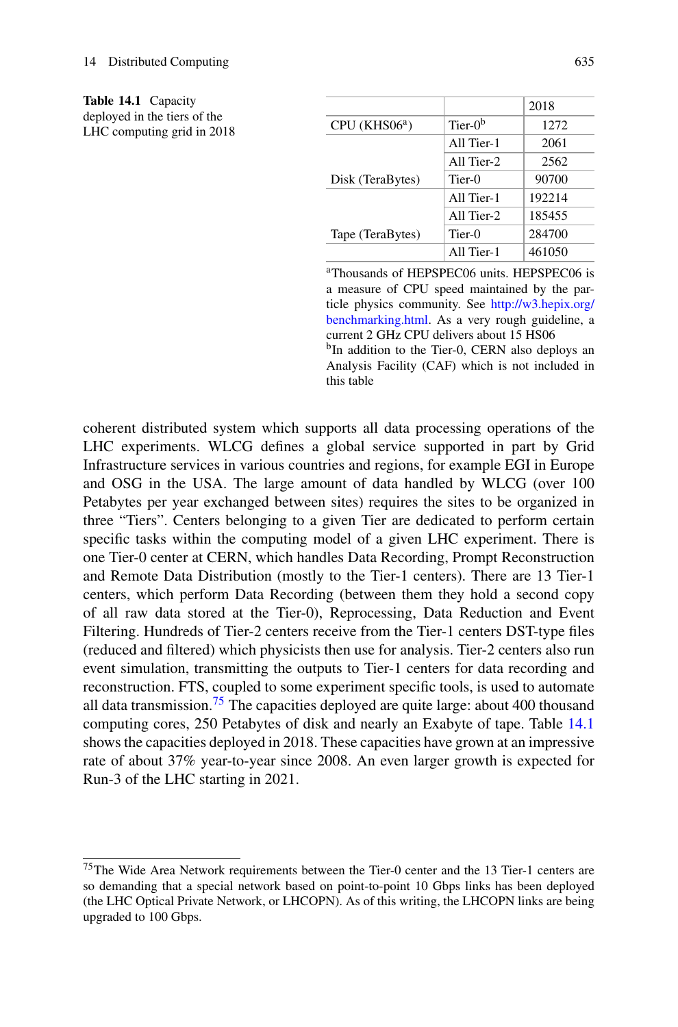**Table 14.1** Capacity deployed in the tiers of the LHC computing grid in 2018

| | | 2018 |
|---|---|---|
| CPU (KHS06[a]) | Tier-0[b] | 1272 |
| | All Tier-1 | 2061 |
| | All Tier-2 | 2562 |
| Disk (TeraBytes) | Tier-0 | 90700 |
| | All Tier-1 | 192214 |
| | All Tier-2 | 185455 |
| Tape (TeraBytes) | Tier-0 | 284700 |
| | All Tier-1 | 461050 |

[a]Thousands of HEPSPEC06 units. HEPSPEC06 is a measure of CPU speed maintained by the particle physics community. See http://w3.hepix.org/benchmarking.html. As a very rough guideline, a current 2 GHz CPU delivers about 15 HS06

[b]In addition to the Tier-0, CERN also deploys an Analysis Facility (CAF) which is not included in this table

coherent distributed system which supports all data processing operations of the LHC experiments. WLCG defines a global service supported in part by Grid Infrastructure services in various countries and regions, for example EGI in Europe and OSG in the USA. The large amount of data handled by WLCG (over 100 Petabytes per year exchanged between sites) requires the sites to be organized in three "Tiers". Centers belonging to a given Tier are dedicated to perform certain specific tasks within the computing model of a given LHC experiment. There is one Tier-0 center at CERN, which handles Data Recording, Prompt Reconstruction and Remote Data Distribution (mostly to the Tier-1 centers). There are 13 Tier-1 centers, which perform Data Recording (between them they hold a second copy of all raw data stored at the Tier-0), Reprocessing, Data Reduction and Event Filtering. Hundreds of Tier-2 centers receive from the Tier-1 centers DST-type files (reduced and filtered) which physicists then use for analysis. Tier-2 centers also run event simulation, transmitting the outputs to Tier-1 centers for data recording and reconstruction. FTS, coupled to some experiment specific tools, is used to automate all data transmission.[75] The capacities deployed are quite large: about 400 thousand computing cores, 250 Petabytes of disk and nearly an Exabyte of tape. Table 14.1 shows the capacities deployed in 2018. These capacities have grown at an impressive rate of about 37% year-to-year since 2008. An even larger growth is expected for Run-3 of the LHC starting in 2021.

[75]The Wide Area Network requirements between the Tier-0 center and the 13 Tier-1 centers are so demanding that a special network based on point-to-point 10 Gbps links has been deployed (the LHC Optical Private Network, or LHCOPN). As of this writing, the LHCOPN links are being upgraded to 100 Gbps.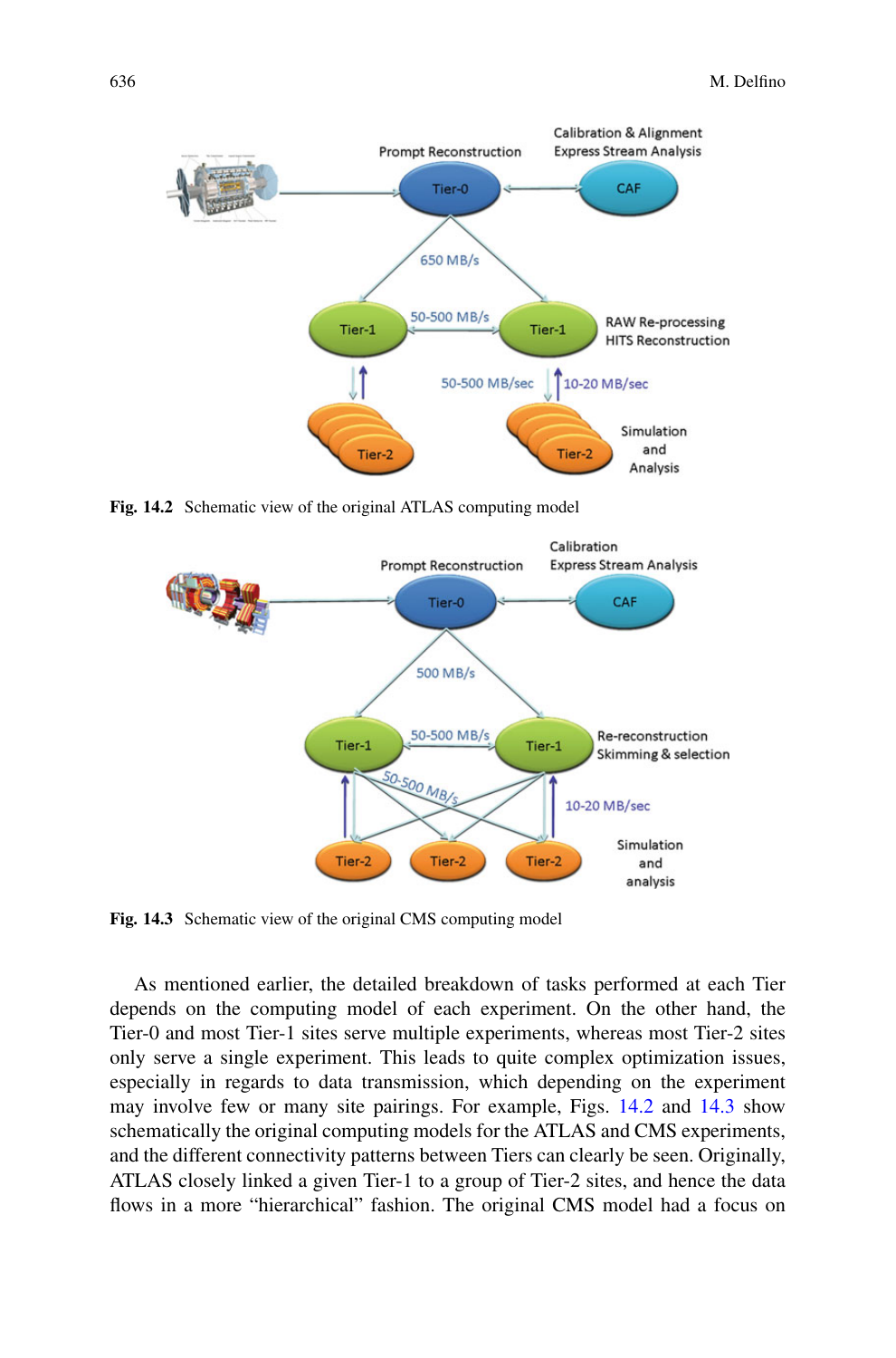Fig. 14.2 Schematic view of the original ATLAS computing model

Fig. 14.3 Schematic view of the original CMS computing model

As mentioned earlier, the detailed breakdown of tasks performed at each Tier depends on the computing model of each experiment. On the other hand, the Tier-0 and most Tier-1 sites serve multiple experiments, whereas most Tier-2 sites only serve a single experiment. This leads to quite complex optimization issues, especially in regards to data transmission, which depending on the experiment may involve few or many site pairings. For example, Figs. 14.2 and 14.3 show schematically the original computing models for the ATLAS and CMS experiments, and the different connectivity patterns between Tiers can clearly be seen. Originally, ATLAS closely linked a given Tier-1 to a group of Tier-2 sites, and hence the data flows in a more "hierarchical" fashion. The original CMS model had a focus on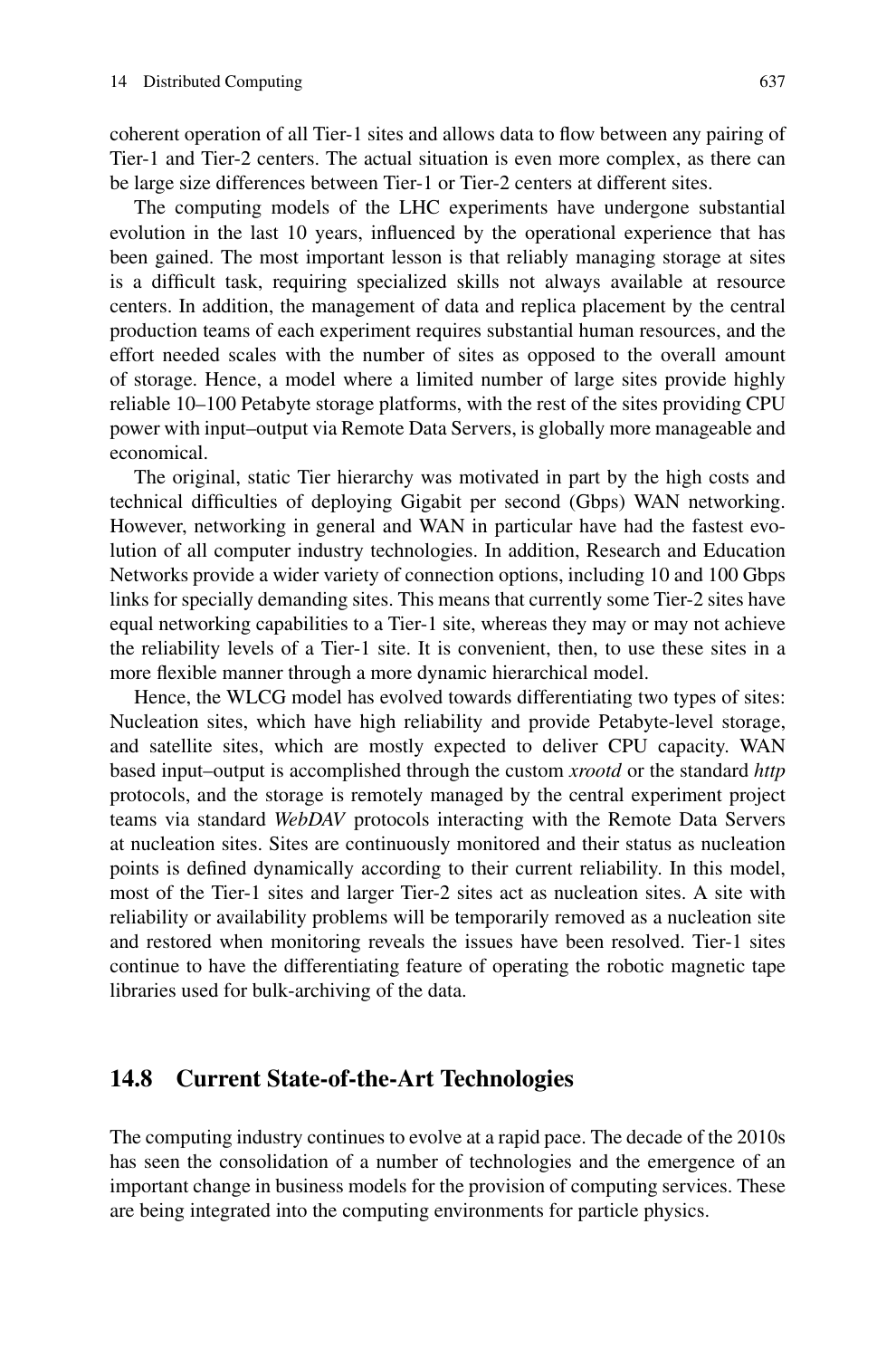coherent operation of all Tier-1 sites and allows data to flow between any pairing of Tier-1 and Tier-2 centers. The actual situation is even more complex, as there can be large size differences between Tier-1 or Tier-2 centers at different sites.

The computing models of the LHC experiments have undergone substantial evolution in the last 10 years, influenced by the operational experience that has been gained. The most important lesson is that reliably managing storage at sites is a difficult task, requiring specialized skills not always available at resource centers. In addition, the management of data and replica placement by the central production teams of each experiment requires substantial human resources, and the effort needed scales with the number of sites as opposed to the overall amount of storage. Hence, a model where a limited number of large sites provide highly reliable 10–100 Petabyte storage platforms, with the rest of the sites providing CPU power with input–output via Remote Data Servers, is globally more manageable and economical.

The original, static Tier hierarchy was motivated in part by the high costs and technical difficulties of deploying Gigabit per second (Gbps) WAN networking. However, networking in general and WAN in particular have had the fastest evolution of all computer industry technologies. In addition, Research and Education Networks provide a wider variety of connection options, including 10 and 100 Gbps links for specially demanding sites. This means that currently some Tier-2 sites have equal networking capabilities to a Tier-1 site, whereas they may or may not achieve the reliability levels of a Tier-1 site. It is convenient, then, to use these sites in a more flexible manner through a more dynamic hierarchical model.

Hence, the WLCG model has evolved towards differentiating two types of sites: Nucleation sites, which have high reliability and provide Petabyte-level storage, and satellite sites, which are mostly expected to deliver CPU capacity. WAN based input–output is accomplished through the custom *xrootd* or the standard *http* protocols, and the storage is remotely managed by the central experiment project teams via standard *WebDAV* protocols interacting with the Remote Data Servers at nucleation sites. Sites are continuously monitored and their status as nucleation points is defined dynamically according to their current reliability. In this model, most of the Tier-1 sites and larger Tier-2 sites act as nucleation sites. A site with reliability or availability problems will be temporarily removed as a nucleation site and restored when monitoring reveals the issues have been resolved. Tier-1 sites continue to have the differentiating feature of operating the robotic magnetic tape libraries used for bulk-archiving of the data.

## 14.8 Current State-of-the-Art Technologies

The computing industry continues to evolve at a rapid pace. The decade of the 2010s has seen the consolidation of a number of technologies and the emergence of an important change in business models for the provision of computing services. These are being integrated into the computing environments for particle physics.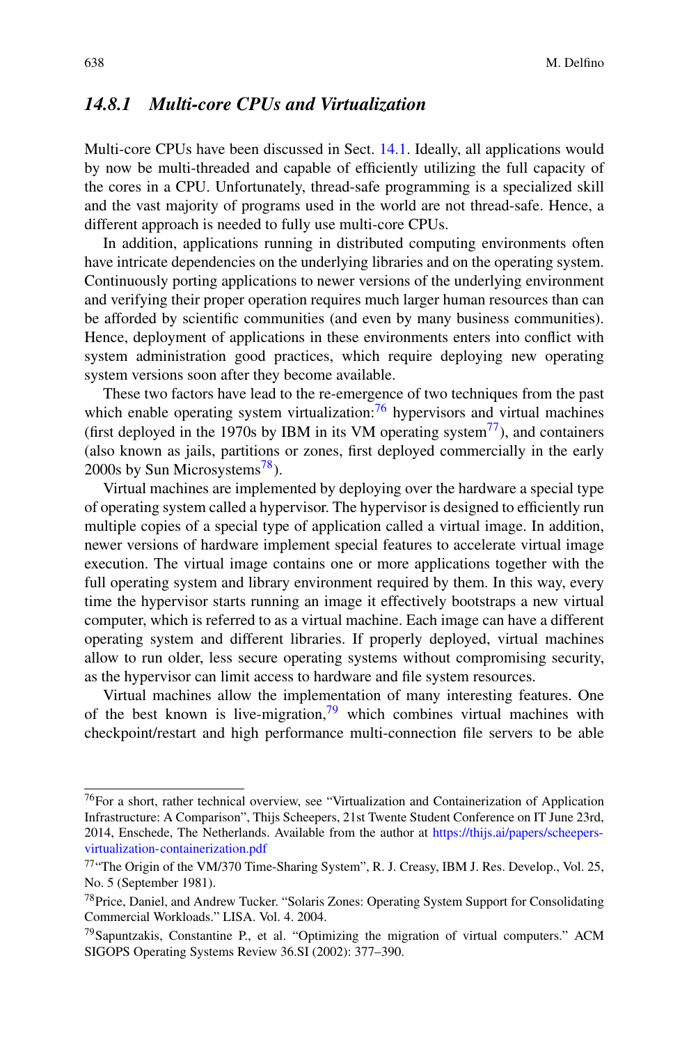### *14.8.1 Multi-core CPUs and Virtualization*

Multi-core CPUs have been discussed in Sect. 14.1. Ideally, all applications would by now be multi-threaded and capable of efficiently utilizing the full capacity of the cores in a CPU. Unfortunately, thread-safe programming is a specialized skill and the vast majority of programs used in the world are not thread-safe. Hence, a different approach is needed to fully use multi-core CPUs.

In addition, applications running in distributed computing environments often have intricate dependencies on the underlying libraries and on the operating system. Continuously porting applications to newer versions of the underlying environment and verifying their proper operation requires much larger human resources than can be afforded by scientific communities (and even by many business communities). Hence, deployment of applications in these environments enters into conflict with system administration good practices, which require deploying new operating system versions soon after they become available.

These two factors have lead to the re-emergence of two techniques from the past which enable operating system virtualization:[76] hypervisors and virtual machines (first deployed in the 1970s by IBM in its VM operating system[77]), and containers (also known as jails, partitions or zones, first deployed commercially in the early 2000s by Sun Microsystems[78]).

Virtual machines are implemented by deploying over the hardware a special type of operating system called a hypervisor. The hypervisor is designed to efficiently run multiple copies of a special type of application called a virtual image. In addition, newer versions of hardware implement special features to accelerate virtual image execution. The virtual image contains one or more applications together with the full operating system and library environment required by them. In this way, every time the hypervisor starts running an image it effectively bootstraps a new virtual computer, which is referred to as a virtual machine. Each image can have a different operating system and different libraries. If properly deployed, virtual machines allow to run older, less secure operating systems without compromising security, as the hypervisor can limit access to hardware and file system resources.

Virtual machines allow the implementation of many interesting features. One of the best known is live-migration,[79] which combines virtual machines with checkpoint/restart and high performance multi-connection file servers to be able

---

[76] For a short, rather technical overview, see "Virtualization and Containerization of Application Infrastructure: A Comparison", Thijs Scheepers, 21st Twente Student Conference on IT June 23rd, 2014, Enschede, The Netherlands. Available from the author at https://thijs.ai/papers/scheepers-virtualization-containerization.pdf

[77] "The Origin of the VM/370 Time-Sharing System", R. J. Creasy, IBM J. Res. Develop., Vol. 25, No. 5 (September 1981).

[78] Price, Daniel, and Andrew Tucker. "Solaris Zones: Operating System Support for Consolidating Commercial Workloads." LISA. Vol. 4. 2004.

[79] Sapuntzakis, Constantine P., et al. "Optimizing the migration of virtual computers." ACM SIGOPS Operating Systems Review 36.SI (2002): 377–390.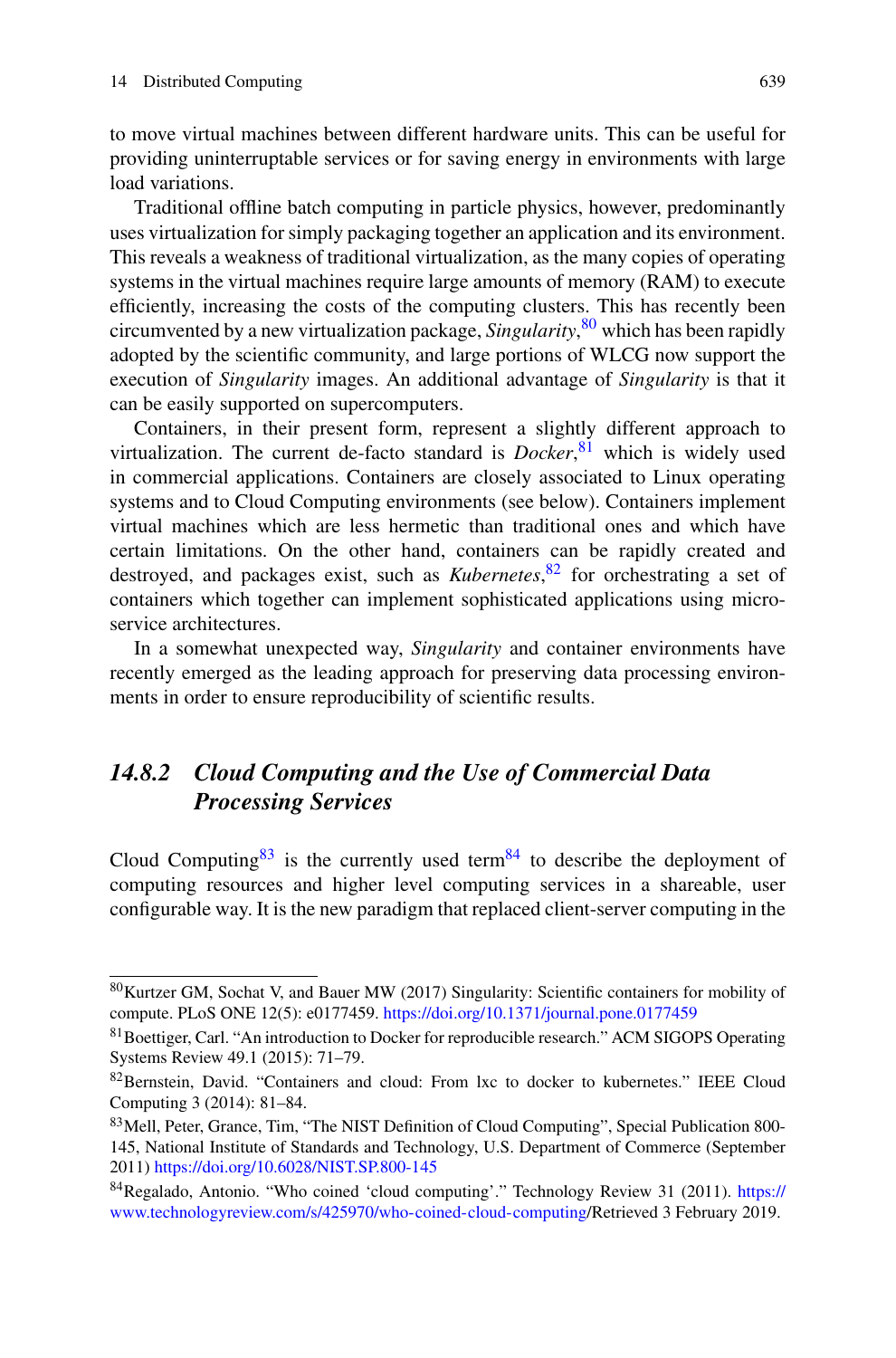to move virtual machines between different hardware units. This can be useful for providing uninterruptable services or for saving energy in environments with large load variations.

Traditional offline batch computing in particle physics, however, predominantly uses virtualization for simply packaging together an application and its environment. This reveals a weakness of traditional virtualization, as the many copies of operating systems in the virtual machines require large amounts of memory (RAM) to execute efficiently, increasing the costs of the computing clusters. This has recently been circumvented by a new virtualization package, *Singularity*,[80] which has been rapidly adopted by the scientific community, and large portions of WLCG now support the execution of *Singularity* images. An additional advantage of *Singularity* is that it can be easily supported on supercomputers.

Containers, in their present form, represent a slightly different approach to virtualization. The current de-facto standard is *Docker*,[81] which is widely used in commercial applications. Containers are closely associated to Linux operating systems and to Cloud Computing environments (see below). Containers implement virtual machines which are less hermetic than traditional ones and which have certain limitations. On the other hand, containers can be rapidly created and destroyed, and packages exist, such as *Kubernetes*,[82] for orchestrating a set of containers which together can implement sophisticated applications using micro-service architectures.

In a somewhat unexpected way, *Singularity* and container environments have recently emerged as the leading approach for preserving data processing environments in order to ensure reproducibility of scientific results.

### *14.8.2 Cloud Computing and the Use of Commercial Data Processing Services*

Cloud Computing[83] is the currently used term[84] to describe the deployment of computing resources and higher level computing services in a shareable, user configurable way. It is the new paradigm that replaced client-server computing in the

---

[80] Kurtzer GM, Sochat V, and Bauer MW (2017) Singularity: Scientific containers for mobility of compute. PLoS ONE 12(5): e0177459. https://doi.org/10.1371/journal.pone.0177459

[81] Boettiger, Carl. "An introduction to Docker for reproducible research." ACM SIGOPS Operating Systems Review 49.1 (2015): 71–79.

[82] Bernstein, David. "Containers and cloud: From lxc to docker to kubernetes." IEEE Cloud Computing 3 (2014): 81–84.

[83] Mell, Peter, Grance, Tim, "The NIST Definition of Cloud Computing", Special Publication 800-145, National Institute of Standards and Technology, U.S. Department of Commerce (September 2011) https://doi.org/10.6028/NIST.SP.800-145

[84] Regalado, Antonio. "Who coined 'cloud computing'." Technology Review 31 (2011). https://www.technologyreview.com/s/425970/who-coined-cloud-computing/Retrieved 3 February 2019.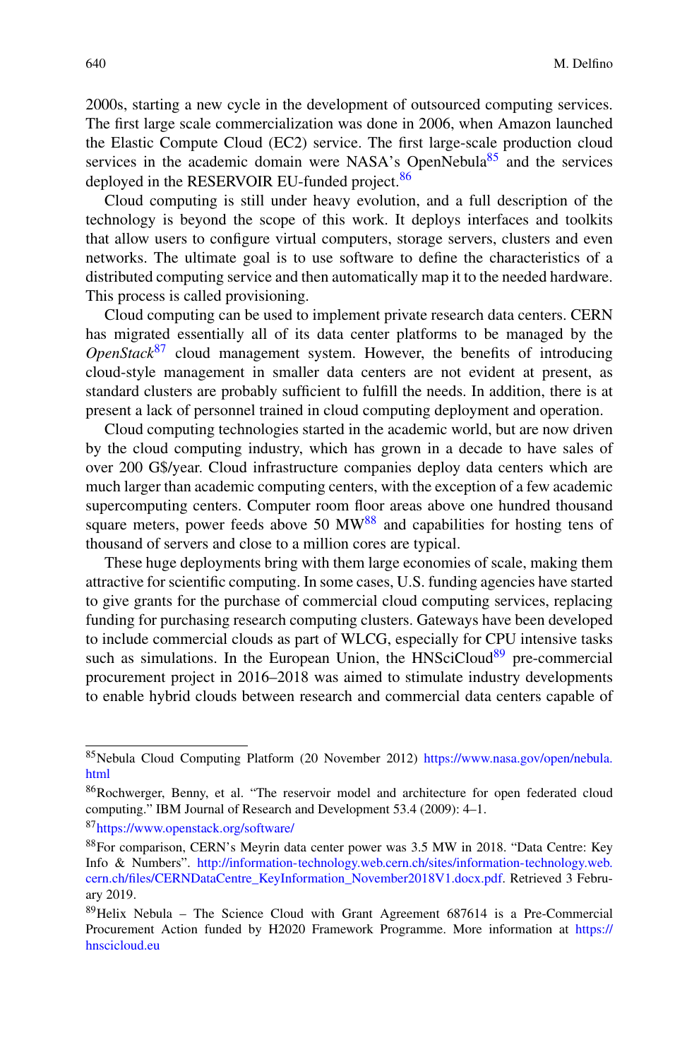2000s, starting a new cycle in the development of outsourced computing services. The first large scale commercialization was done in 2006, when Amazon launched the Elastic Compute Cloud (EC2) service. The first large-scale production cloud services in the academic domain were NASA's OpenNebula[85] and the services deployed in the RESERVOIR EU-funded project.[86]

Cloud computing is still under heavy evolution, and a full description of the technology is beyond the scope of this work. It deploys interfaces and toolkits that allow users to configure virtual computers, storage servers, clusters and even networks. The ultimate goal is to use software to define the characteristics of a distributed computing service and then automatically map it to the needed hardware. This process is called provisioning.

Cloud computing can be used to implement private research data centers. CERN has migrated essentially all of its data center platforms to be managed by the *OpenStack*[87] cloud management system. However, the benefits of introducing cloud-style management in smaller data centers are not evident at present, as standard clusters are probably sufficient to fulfill the needs. In addition, there is at present a lack of personnel trained in cloud computing deployment and operation.

Cloud computing technologies started in the academic world, but are now driven by the cloud computing industry, which has grown in a decade to have sales of over 200 G$/year. Cloud infrastructure companies deploy data centers which are much larger than academic computing centers, with the exception of a few academic supercomputing centers. Computer room floor areas above one hundred thousand square meters, power feeds above 50 MW[88] and capabilities for hosting tens of thousand of servers and close to a million cores are typical.

These huge deployments bring with them large economies of scale, making them attractive for scientific computing. In some cases, U.S. funding agencies have started to give grants for the purchase of commercial cloud computing services, replacing funding for purchasing research computing clusters. Gateways have been developed to include commercial clouds as part of WLCG, especially for CPU intensive tasks such as simulations. In the European Union, the HNSciCloud[89] pre-commercial procurement project in 2016–2018 was aimed to stimulate industry developments to enable hybrid clouds between research and commercial data centers capable of

---

[85] Nebula Cloud Computing Platform (20 November 2012) https://www.nasa.gov/open/nebula.html

[86] Rochwerger, Benny, et al. "The reservoir model and architecture for open federated cloud computing." IBM Journal of Research and Development 53.4 (2009): 4–1.

[87] https://www.openstack.org/software/

[88] For comparison, CERN's Meyrin data center power was 3.5 MW in 2018. "Data Centre: Key Info & Numbers". http://information-technology.web.cern.ch/sites/information-technology.web.cern.ch/files/CERNDataCentre_KeyInformation_November2018V1.docx.pdf. Retrieved 3 February 2019.

[89] Helix Nebula – The Science Cloud with Grant Agreement 687614 is a Pre-Commercial Procurement Action funded by H2020 Framework Programme. More information at https://hnscicloud.eu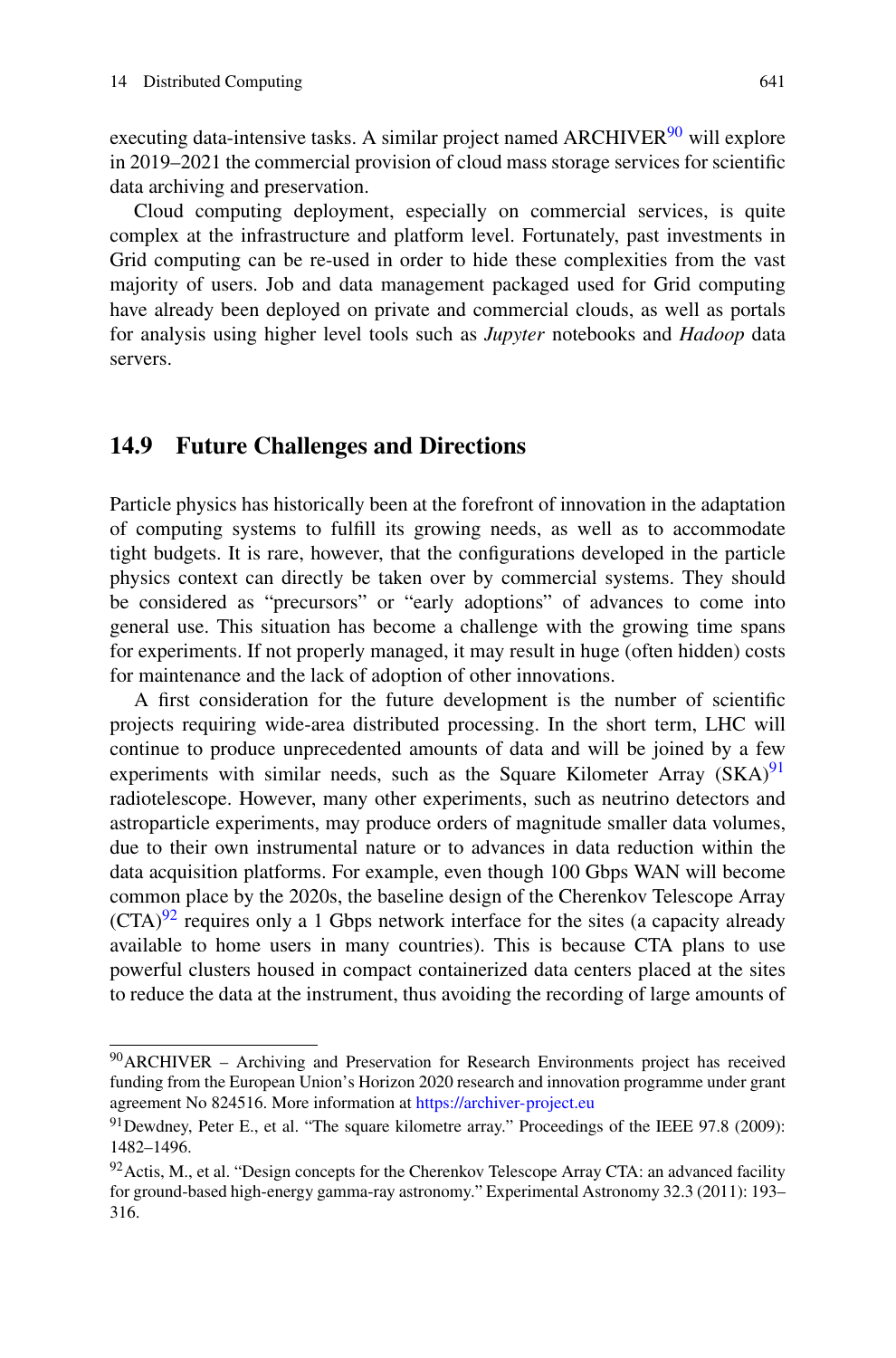executing data-intensive tasks. A similar project named ARCHIVER[90] will explore in 2019–2021 the commercial provision of cloud mass storage services for scientific data archiving and preservation.

Cloud computing deployment, especially on commercial services, is quite complex at the infrastructure and platform level. Fortunately, past investments in Grid computing can be re-used in order to hide these complexities from the vast majority of users. Job and data management packaged used for Grid computing have already been deployed on private and commercial clouds, as well as portals for analysis using higher level tools such as *Jupyter* notebooks and *Hadoop* data servers.

## 14.9 Future Challenges and Directions

Particle physics has historically been at the forefront of innovation in the adaptation of computing systems to fulfill its growing needs, as well as to accommodate tight budgets. It is rare, however, that the configurations developed in the particle physics context can directly be taken over by commercial systems. They should be considered as "precursors" or "early adoptions" of advances to come into general use. This situation has become a challenge with the growing time spans for experiments. If not properly managed, it may result in huge (often hidden) costs for maintenance and the lack of adoption of other innovations.

A first consideration for the future development is the number of scientific projects requiring wide-area distributed processing. In the short term, LHC will continue to produce unprecedented amounts of data and will be joined by a few experiments with similar needs, such as the Square Kilometer Array (SKA)[91] radiotelescope. However, many other experiments, such as neutrino detectors and astroparticle experiments, may produce orders of magnitude smaller data volumes, due to their own instrumental nature or to advances in data reduction within the data acquisition platforms. For example, even though 100 Gbps WAN will become common place by the 2020s, the baseline design of the Cherenkov Telescope Array (CTA)[92] requires only a 1 Gbps network interface for the sites (a capacity already available to home users in many countries). This is because CTA plans to use powerful clusters housed in compact containerized data centers placed at the sites to reduce the data at the instrument, thus avoiding the recording of large amounts of

---

[90] ARCHIVER – Archiving and Preservation for Research Environments project has received funding from the European Union's Horizon 2020 research and innovation programme under grant agreement No 824516. More information at https://archiver-project.eu

[91] Dewdney, Peter E., et al. "The square kilometre array." Proceedings of the IEEE 97.8 (2009): 1482–1496.

[92] Actis, M., et al. "Design concepts for the Cherenkov Telescope Array CTA: an advanced facility for ground-based high-energy gamma-ray astronomy." Experimental Astronomy 32.3 (2011): 193–316.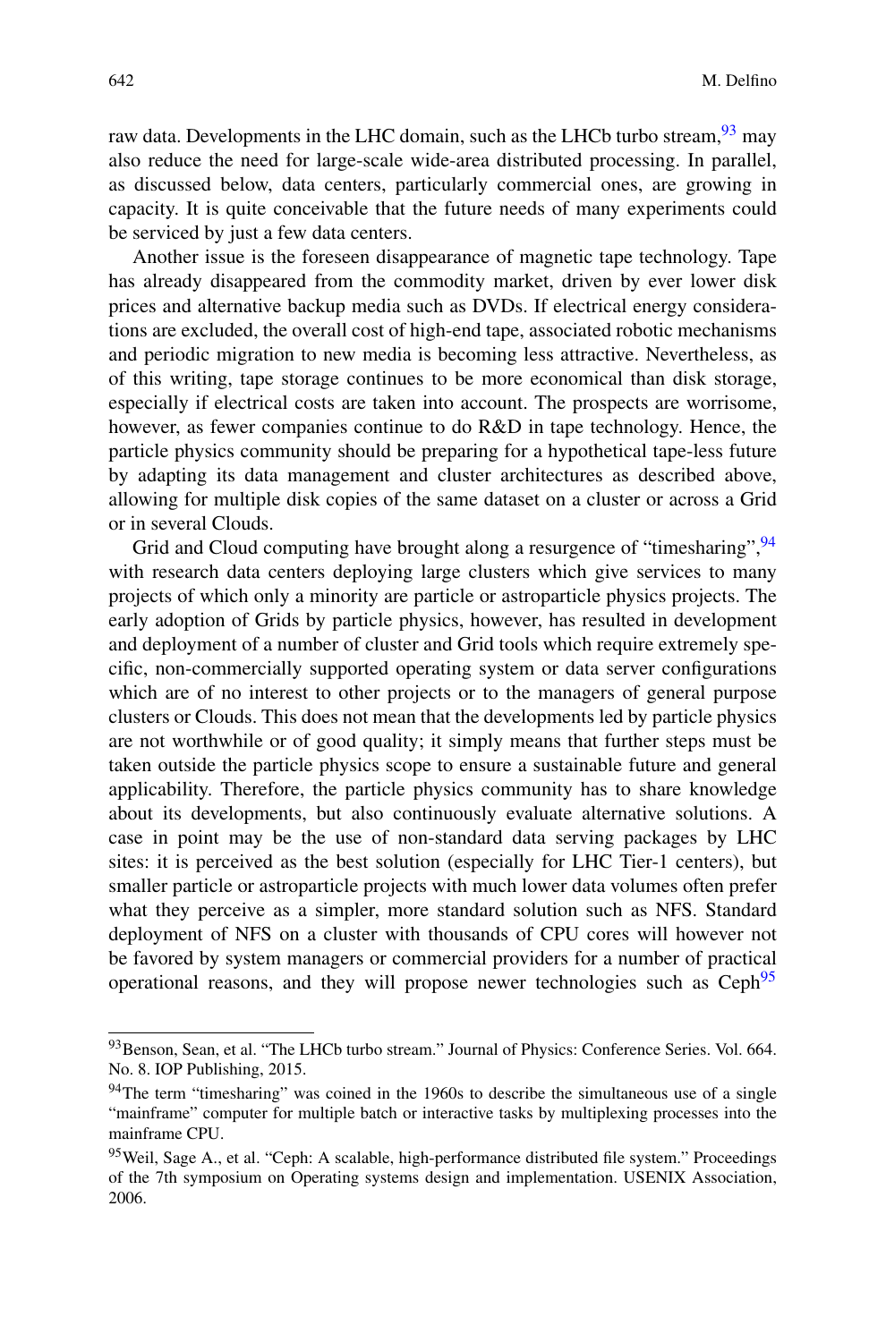raw data. Developments in the LHC domain, such as the LHCb turbo stream,[93] may also reduce the need for large-scale wide-area distributed processing. In parallel, as discussed below, data centers, particularly commercial ones, are growing in capacity. It is quite conceivable that the future needs of many experiments could be serviced by just a few data centers.

Another issue is the foreseen disappearance of magnetic tape technology. Tape has already disappeared from the commodity market, driven by ever lower disk prices and alternative backup media such as DVDs. If electrical energy considerations are excluded, the overall cost of high-end tape, associated robotic mechanisms and periodic migration to new media is becoming less attractive. Nevertheless, as of this writing, tape storage continues to be more economical than disk storage, especially if electrical costs are taken into account. The prospects are worrisome, however, as fewer companies continue to do R&D in tape technology. Hence, the particle physics community should be preparing for a hypothetical tape-less future by adapting its data management and cluster architectures as described above, allowing for multiple disk copies of the same dataset on a cluster or across a Grid or in several Clouds.

Grid and Cloud computing have brought along a resurgence of "timesharing",[94] with research data centers deploying large clusters which give services to many projects of which only a minority are particle or astroparticle physics projects. The early adoption of Grids by particle physics, however, has resulted in development and deployment of a number of cluster and Grid tools which require extremely specific, non-commercially supported operating system or data server configurations which are of no interest to other projects or to the managers of general purpose clusters or Clouds. This does not mean that the developments led by particle physics are not worthwhile or of good quality; it simply means that further steps must be taken outside the particle physics scope to ensure a sustainable future and general applicability. Therefore, the particle physics community has to share knowledge about its developments, but also continuously evaluate alternative solutions. A case in point may be the use of non-standard data serving packages by LHC sites: it is perceived as the best solution (especially for LHC Tier-1 centers), but smaller particle or astroparticle projects with much lower data volumes often prefer what they perceive as a simpler, more standard solution such as NFS. Standard deployment of NFS on a cluster with thousands of CPU cores will however not be favored by system managers or commercial providers for a number of practical operational reasons, and they will propose newer technologies such as Ceph[95]

---

[93] Benson, Sean, et al. "The LHCb turbo stream." Journal of Physics: Conference Series. Vol. 664. No. 8. IOP Publishing, 2015.

[94] The term "timesharing" was coined in the 1960s to describe the simultaneous use of a single "mainframe" computer for multiple batch or interactive tasks by multiplexing processes into the mainframe CPU.

[95] Weil, Sage A., et al. "Ceph: A scalable, high-performance distributed file system." Proceedings of the 7th symposium on Operating systems design and implementation. USENIX Association, 2006.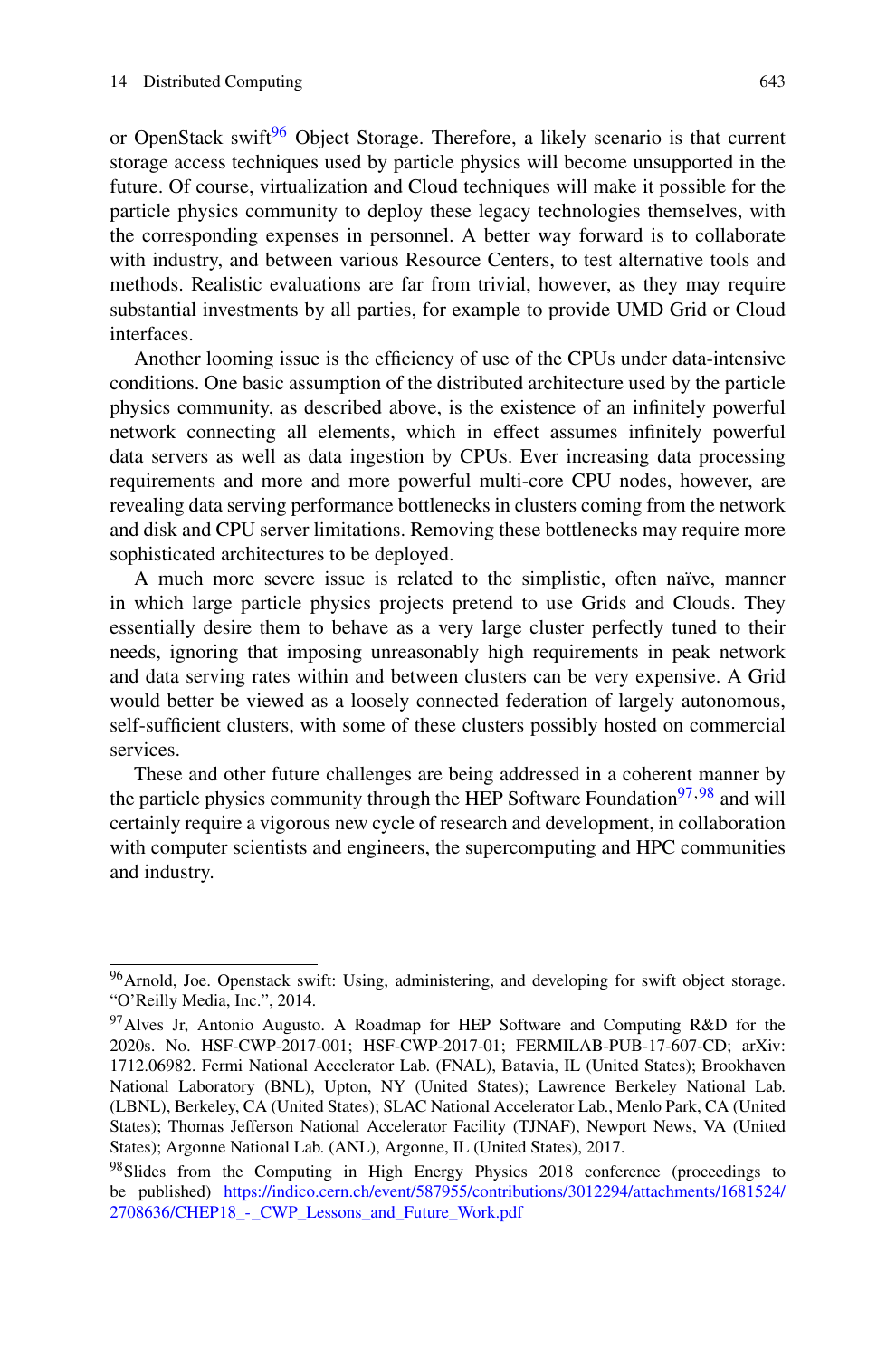or OpenStack swift[96] Object Storage. Therefore, a likely scenario is that current storage access techniques used by particle physics will become unsupported in the future. Of course, virtualization and Cloud techniques will make it possible for the particle physics community to deploy these legacy technologies themselves, with the corresponding expenses in personnel. A better way forward is to collaborate with industry, and between various Resource Centers, to test alternative tools and methods. Realistic evaluations are far from trivial, however, as they may require substantial investments by all parties, for example to provide UMD Grid or Cloud interfaces.

Another looming issue is the efficiency of use of the CPUs under data-intensive conditions. One basic assumption of the distributed architecture used by the particle physics community, as described above, is the existence of an infinitely powerful network connecting all elements, which in effect assumes infinitely powerful data servers as well as data ingestion by CPUs. Ever increasing data processing requirements and more and more powerful multi-core CPU nodes, however, are revealing data serving performance bottlenecks in clusters coming from the network and disk and CPU server limitations. Removing these bottlenecks may require more sophisticated architectures to be deployed.

A much more severe issue is related to the simplistic, often naïve, manner in which large particle physics projects pretend to use Grids and Clouds. They essentially desire them to behave as a very large cluster perfectly tuned to their needs, ignoring that imposing unreasonably high requirements in peak network and data serving rates within and between clusters can be very expensive. A Grid would better be viewed as a loosely connected federation of largely autonomous, self-sufficient clusters, with some of these clusters possibly hosted on commercial services.

These and other future challenges are being addressed in a coherent manner by the particle physics community through the HEP Software Foundation[97,98] and will certainly require a vigorous new cycle of research and development, in collaboration with computer scientists and engineers, the supercomputing and HPC communities and industry.

---

[96] Arnold, Joe. Openstack swift: Using, administering, and developing for swift object storage. "O'Reilly Media, Inc.", 2014.

[97] Alves Jr, Antonio Augusto. A Roadmap for HEP Software and Computing R&D for the 2020s. No. HSF-CWP-2017-001; HSF-CWP-2017-01; FERMILAB-PUB-17-607-CD; arXiv: 1712.06982. Fermi National Accelerator Lab. (FNAL), Batavia, IL (United States); Brookhaven National Laboratory (BNL), Upton, NY (United States); Lawrence Berkeley National Lab. (LBNL), Berkeley, CA (United States); SLAC National Accelerator Lab., Menlo Park, CA (United States); Thomas Jefferson National Accelerator Facility (TJNAF), Newport News, VA (United States); Argonne National Lab. (ANL), Argonne, IL (United States), 2017.

[98] Slides from the Computing in High Energy Physics 2018 conference (proceedings to be published) https://indico.cern.ch/event/587955/contributions/3012294/attachments/1681524/2708636/CHEP18_-_CWP_Lessons_and_Future_Work.pdf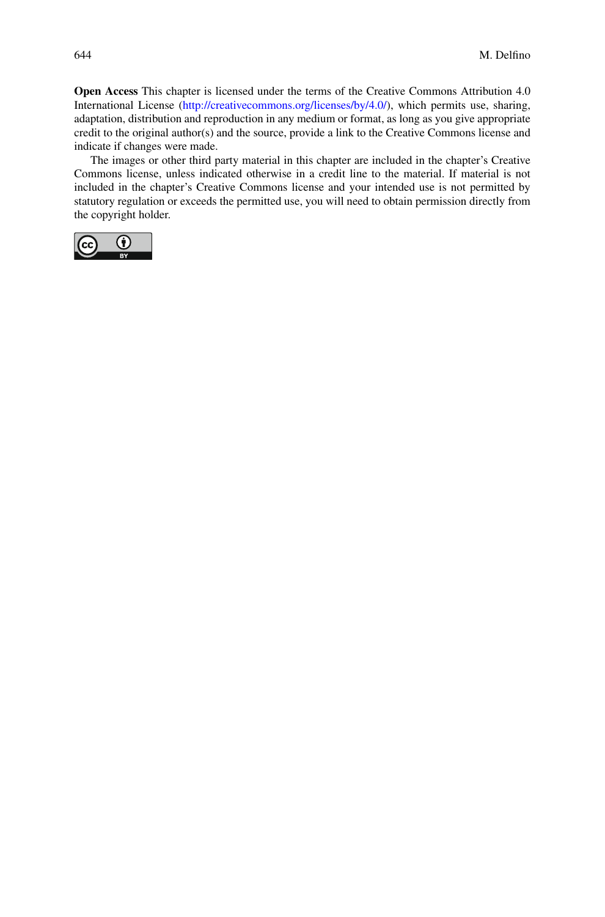**Open Access** This chapter is licensed under the terms of the Creative Commons Attribution 4.0 International License (http://creativecommons.org/licenses/by/4.0/), which permits use, sharing, adaptation, distribution and reproduction in any medium or format, as long as you give appropriate credit to the original author(s) and the source, provide a link to the Creative Commons license and indicate if changes were made.

The images or other third party material in this chapter are included in the chapter's Creative Commons license, unless indicated otherwise in a credit line to the material. If material is not included in the chapter's Creative Commons license and your intended use is not permitted by statutory regulation or exceeds the permitted use, you will need to obtain permission directly from the copyright holder.